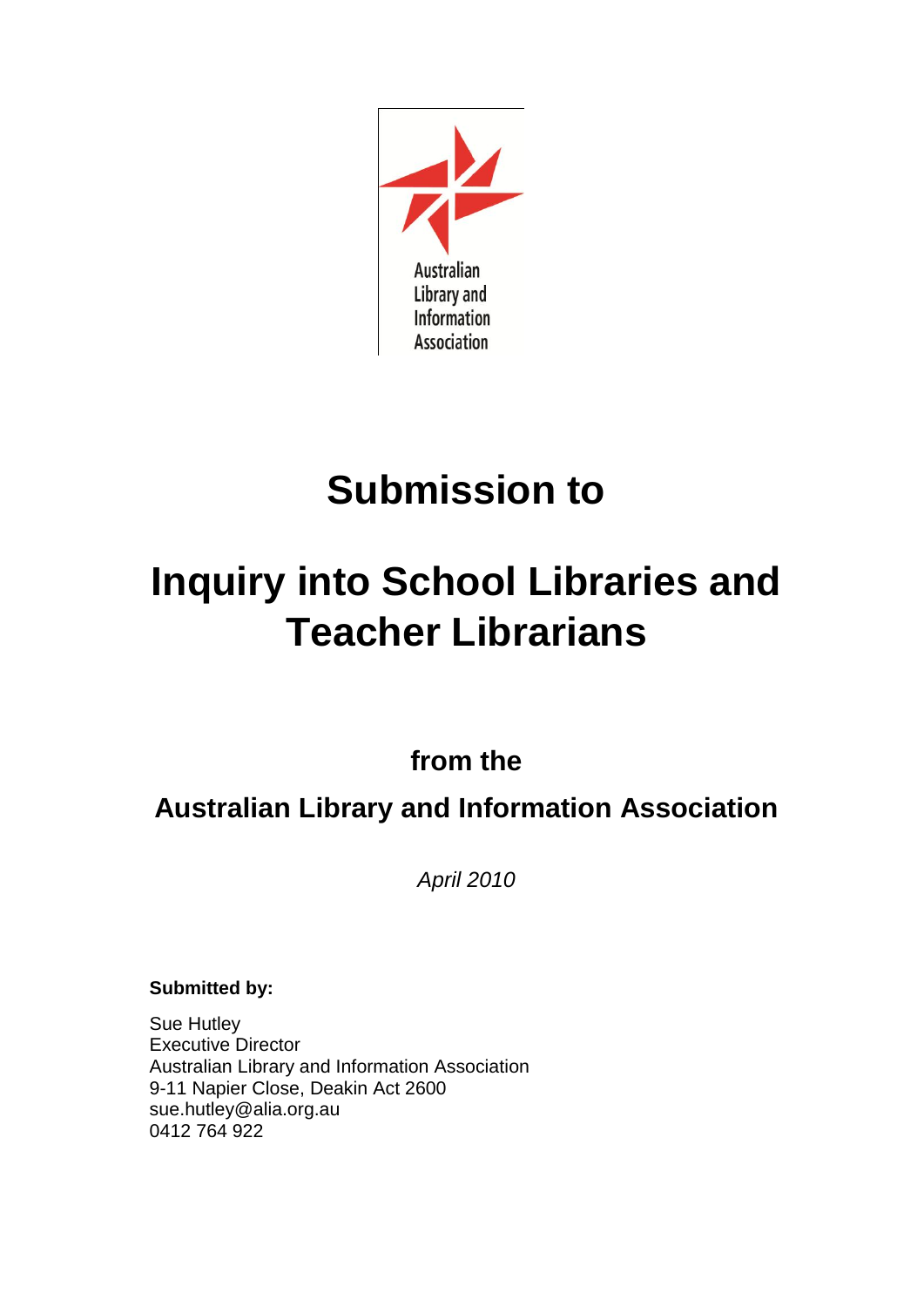Australian Library and Information Association

# Submission to

# Inquiry into School Libraries and Teacher Librarians

## from the

## Australian Library and Information Association

*April 2010*

**Submitted by:**

Sue Hutley
Executive Director
Australian Library and Information Association
9-11 Napier Close, Deakin Act 2600
sue.hutley@alia.org.au
0412 764 922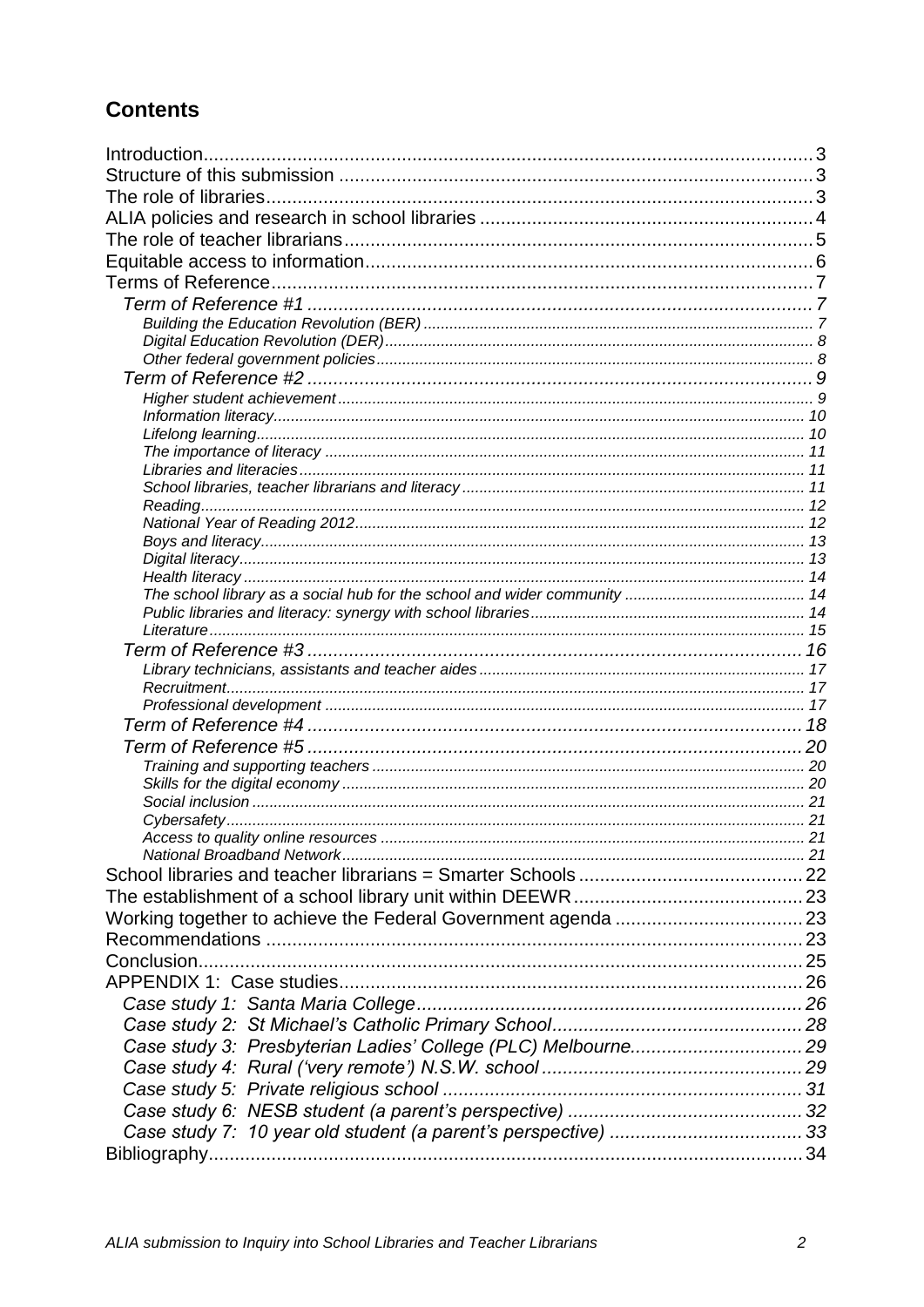## Contents

- Introduction 3
- Structure of this submission 3
- The role of libraries 3
- ALIA policies and research in school libraries 4
- The role of teacher librarians 5
- Equitable access to information 6
- Terms of Reference 7
  - *Term of Reference #1* 7
    - *Building the Education Revolution (BER)* 7
    - *Digital Education Revolution (DER)* 8
    - *Other federal government policies* 8
  - *Term of Reference #2* 9
    - *Higher student achievement* 9
    - *Information literacy* 10
    - *Lifelong learning* 10
    - *The importance of literacy* 11
    - *Libraries and literacies* 11
    - *School libraries, teacher librarians and literacy* 11
    - *Reading* 12
    - *National Year of Reading 2012* 12
    - *Boys and literacy* 13
    - *Digital literacy* 13
    - *Health literacy* 14
    - *The school library as a social hub for the school and wider community* 14
    - *Public libraries and literacy: synergy with school libraries* 14
    - *Literature* 15
  - *Term of Reference #3* 16
    - *Library technicians, assistants and teacher aides* 17
    - *Recruitment* 17
    - *Professional development* 17
  - *Term of Reference #4* 18
  - *Term of Reference #5* 20
    - *Training and supporting teachers* 20
    - *Skills for the digital economy* 20
    - *Social inclusion* 21
    - *Cybersafety* 21
    - *Access to quality online resources* 21
    - *National Broadband Network* 21
- School libraries and teacher librarians = Smarter Schools 22
- The establishment of a school library unit within DEEWR 23
- Working together to achieve the Federal Government agenda 23
- Recommendations 23
- Conclusion 25
- APPENDIX 1: Case studies 26
  - *Case study 1: Santa Maria College* 26
  - *Case study 2: St Michael's Catholic Primary School* 28
  - *Case study 3: Presbyterian Ladies' College (PLC) Melbourne.* 29
  - *Case study 4: Rural ('very remote') N.S.W. school* 29
  - *Case study 5: Private religious school* 31
  - *Case study 6: NESB student (a parent's perspective)* 32
  - *Case study 7: 10 year old student (a parent's perspective)* 33
- Bibliography 34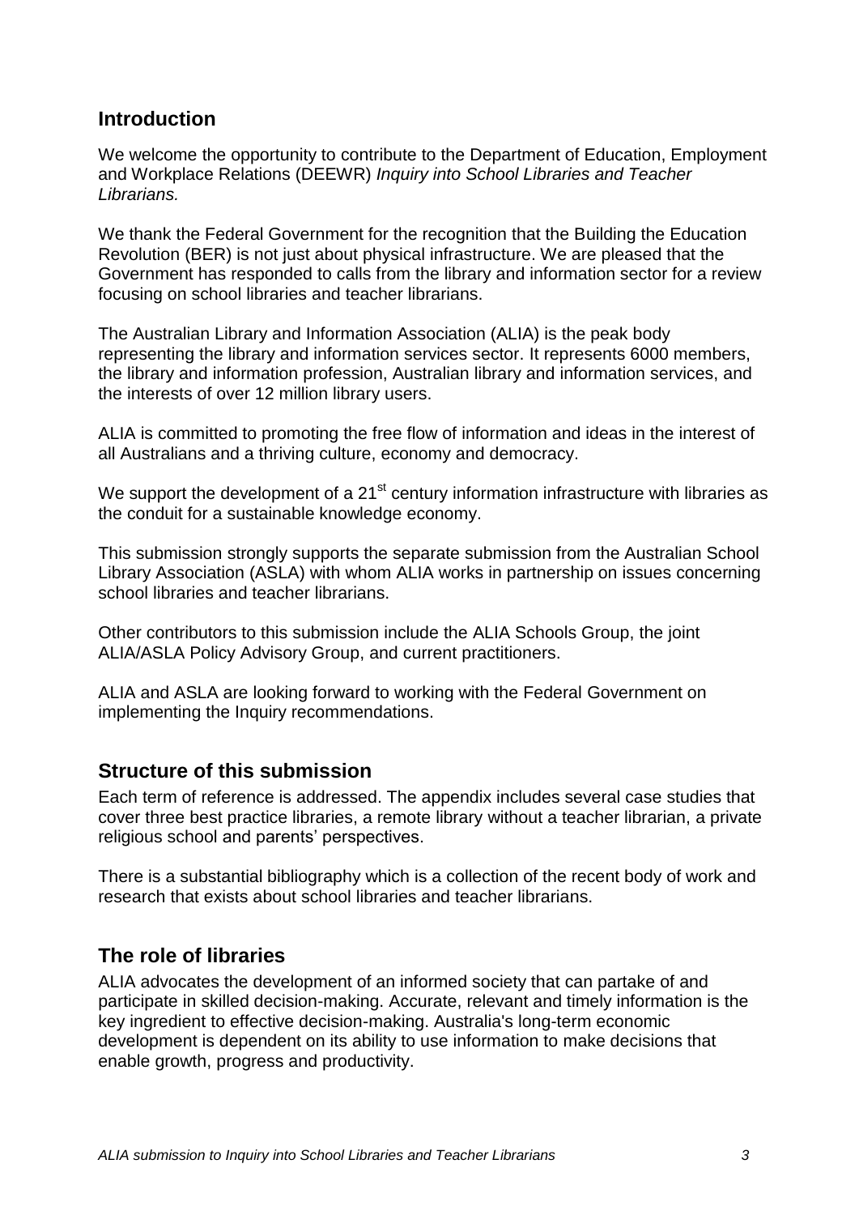## Introduction

We welcome the opportunity to contribute to the Department of Education, Employment and Workplace Relations (DEEWR) *Inquiry into School Libraries and Teacher Librarians.*

We thank the Federal Government for the recognition that the Building the Education Revolution (BER) is not just about physical infrastructure. We are pleased that the Government has responded to calls from the library and information sector for a review focusing on school libraries and teacher librarians.

The Australian Library and Information Association (ALIA) is the peak body representing the library and information services sector. It represents 6000 members, the library and information profession, Australian library and information services, and the interests of over 12 million library users.

ALIA is committed to promoting the free flow of information and ideas in the interest of all Australians and a thriving culture, economy and democracy.

We support the development of a 21st century information infrastructure with libraries as the conduit for a sustainable knowledge economy.

This submission strongly supports the separate submission from the Australian School Library Association (ASLA) with whom ALIA works in partnership on issues concerning school libraries and teacher librarians.

Other contributors to this submission include the ALIA Schools Group, the joint ALIA/ASLA Policy Advisory Group, and current practitioners.

ALIA and ASLA are looking forward to working with the Federal Government on implementing the Inquiry recommendations.

## Structure of this submission

Each term of reference is addressed. The appendix includes several case studies that cover three best practice libraries, a remote library without a teacher librarian, a private religious school and parents' perspectives.

There is a substantial bibliography which is a collection of the recent body of work and research that exists about school libraries and teacher librarians.

## The role of libraries

ALIA advocates the development of an informed society that can partake of and participate in skilled decision-making. Accurate, relevant and timely information is the key ingredient to effective decision-making. Australia's long-term economic development is dependent on its ability to use information to make decisions that enable growth, progress and productivity.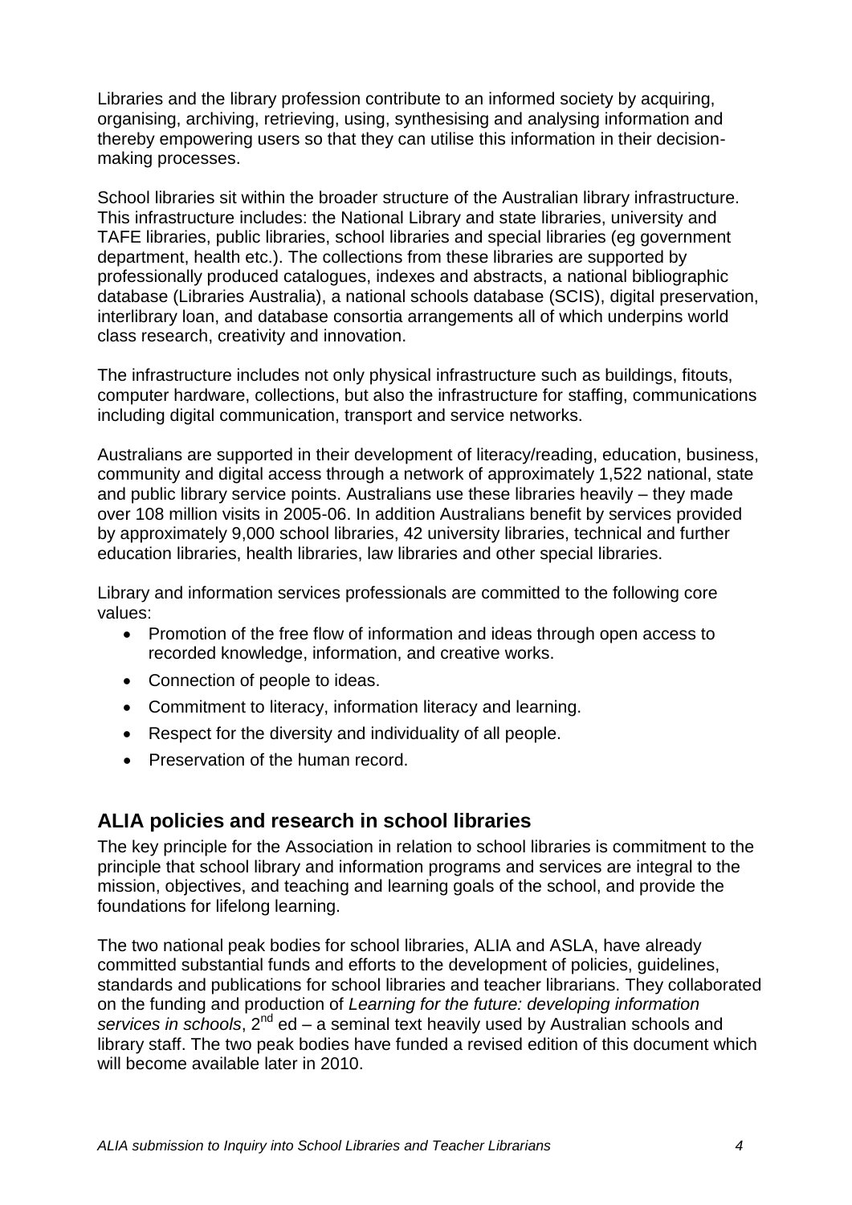Libraries and the library profession contribute to an informed society by acquiring, organising, archiving, retrieving, using, synthesising and analysing information and thereby empowering users so that they can utilise this information in their decision-making processes.

School libraries sit within the broader structure of the Australian library infrastructure. This infrastructure includes: the National Library and state libraries, university and TAFE libraries, public libraries, school libraries and special libraries (eg government department, health etc.). The collections from these libraries are supported by professionally produced catalogues, indexes and abstracts, a national bibliographic database (Libraries Australia), a national schools database (SCIS), digital preservation, interlibrary loan, and database consortia arrangements all of which underpins world class research, creativity and innovation.

The infrastructure includes not only physical infrastructure such as buildings, fitouts, computer hardware, collections, but also the infrastructure for staffing, communications including digital communication, transport and service networks.

Australians are supported in their development of literacy/reading, education, business, community and digital access through a network of approximately 1,522 national, state and public library service points. Australians use these libraries heavily – they made over 108 million visits in 2005-06. In addition Australians benefit by services provided by approximately 9,000 school libraries, 42 university libraries, technical and further education libraries, health libraries, law libraries and other special libraries.

Library and information services professionals are committed to the following core values:

- Promotion of the free flow of information and ideas through open access to recorded knowledge, information, and creative works.
- Connection of people to ideas.
- Commitment to literacy, information literacy and learning.
- Respect for the diversity and individuality of all people.
- Preservation of the human record.

## ALIA policies and research in school libraries

The key principle for the Association in relation to school libraries is commitment to the principle that school library and information programs and services are integral to the mission, objectives, and teaching and learning goals of the school, and provide the foundations for lifelong learning.

The two national peak bodies for school libraries, ALIA and ASLA, have already committed substantial funds and efforts to the development of policies, guidelines, standards and publications for school libraries and teacher librarians. They collaborated on the funding and production of *Learning for the future: developing information services in schools*, 2nd ed – a seminal text heavily used by Australian schools and library staff. The two peak bodies have funded a revised edition of this document which will become available later in 2010.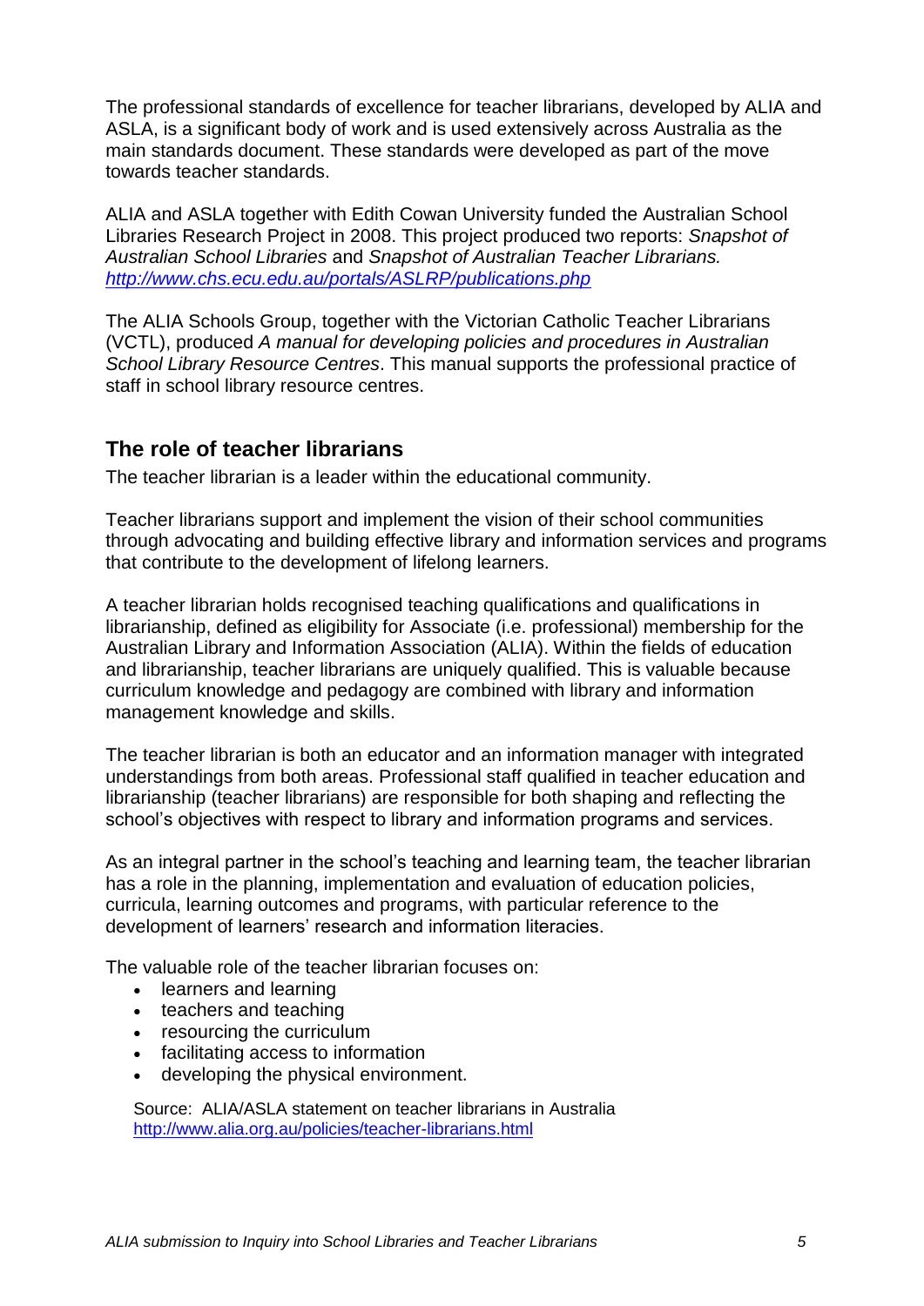The professional standards of excellence for teacher librarians, developed by ALIA and ASLA, is a significant body of work and is used extensively across Australia as the main standards document. These standards were developed as part of the move towards teacher standards.

ALIA and ASLA together with Edith Cowan University funded the Australian School Libraries Research Project in 2008. This project produced two reports: *Snapshot of Australian School Libraries* and *Snapshot of Australian Teacher Librarians.* *http://www.chs.ecu.edu.au/portals/ASLRP/publications.php*

The ALIA Schools Group, together with the Victorian Catholic Teacher Librarians (VCTL), produced *A manual for developing policies and procedures in Australian School Library Resource Centres*. This manual supports the professional practice of staff in school library resource centres.

## The role of teacher librarians

The teacher librarian is a leader within the educational community.

Teacher librarians support and implement the vision of their school communities through advocating and building effective library and information services and programs that contribute to the development of lifelong learners.

A teacher librarian holds recognised teaching qualifications and qualifications in librarianship, defined as eligibility for Associate (i.e. professional) membership for the Australian Library and Information Association (ALIA). Within the fields of education and librarianship, teacher librarians are uniquely qualified. This is valuable because curriculum knowledge and pedagogy are combined with library and information management knowledge and skills.

The teacher librarian is both an educator and an information manager with integrated understandings from both areas. Professional staff qualified in teacher education and librarianship (teacher librarians) are responsible for both shaping and reflecting the school's objectives with respect to library and information programs and services.

As an integral partner in the school's teaching and learning team, the teacher librarian has a role in the planning, implementation and evaluation of education policies, curricula, learning outcomes and programs, with particular reference to the development of learners' research and information literacies.

The valuable role of the teacher librarian focuses on:

- learners and learning
- teachers and teaching
- resourcing the curriculum
- facilitating access to information
- developing the physical environment.

Source: ALIA/ASLA statement on teacher librarians in Australia
http://www.alia.org.au/policies/teacher-librarians.html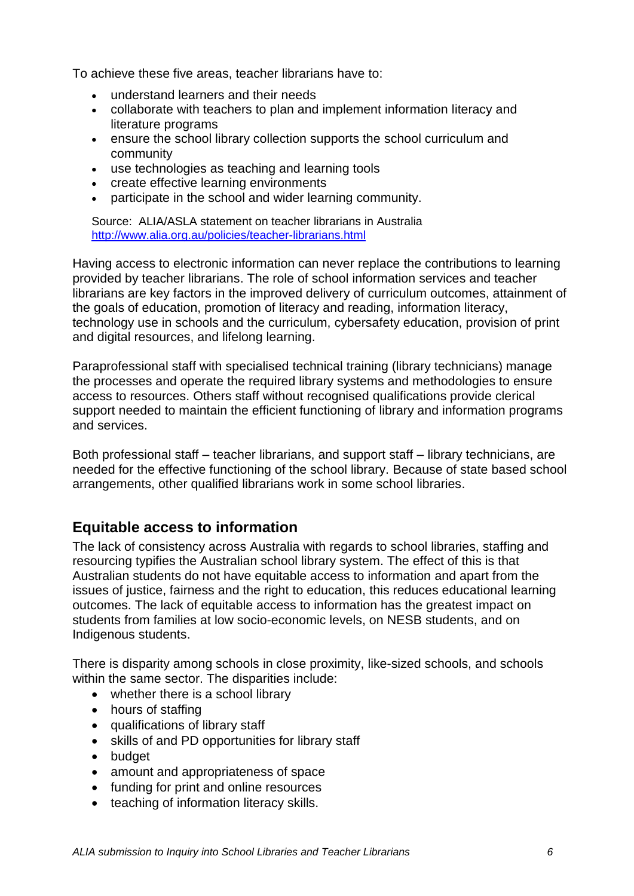To achieve these five areas, teacher librarians have to:

- understand learners and their needs
- collaborate with teachers to plan and implement information literacy and literature programs
- ensure the school library collection supports the school curriculum and community
- use technologies as teaching and learning tools
- create effective learning environments
- participate in the school and wider learning community.

Source: ALIA/ASLA statement on teacher librarians in Australia
http://www.alia.org.au/policies/teacher-librarians.html

Having access to electronic information can never replace the contributions to learning provided by teacher librarians. The role of school information services and teacher librarians are key factors in the improved delivery of curriculum outcomes, attainment of the goals of education, promotion of literacy and reading, information literacy, technology use in schools and the curriculum, cybersafety education, provision of print and digital resources, and lifelong learning.

Paraprofessional staff with specialised technical training (library technicians) manage the processes and operate the required library systems and methodologies to ensure access to resources. Others staff without recognised qualifications provide clerical support needed to maintain the efficient functioning of library and information programs and services.

Both professional staff – teacher librarians, and support staff – library technicians, are needed for the effective functioning of the school library. Because of state based school arrangements, other qualified librarians work in some school libraries.

## Equitable access to information

The lack of consistency across Australia with regards to school libraries, staffing and resourcing typifies the Australian school library system. The effect of this is that Australian students do not have equitable access to information and apart from the issues of justice, fairness and the right to education, this reduces educational learning outcomes. The lack of equitable access to information has the greatest impact on students from families at low socio-economic levels, on NESB students, and on Indigenous students.

There is disparity among schools in close proximity, like-sized schools, and schools within the same sector. The disparities include:

- whether there is a school library
- hours of staffing
- qualifications of library staff
- skills of and PD opportunities for library staff
- budget
- amount and appropriateness of space
- funding for print and online resources
- teaching of information literacy skills.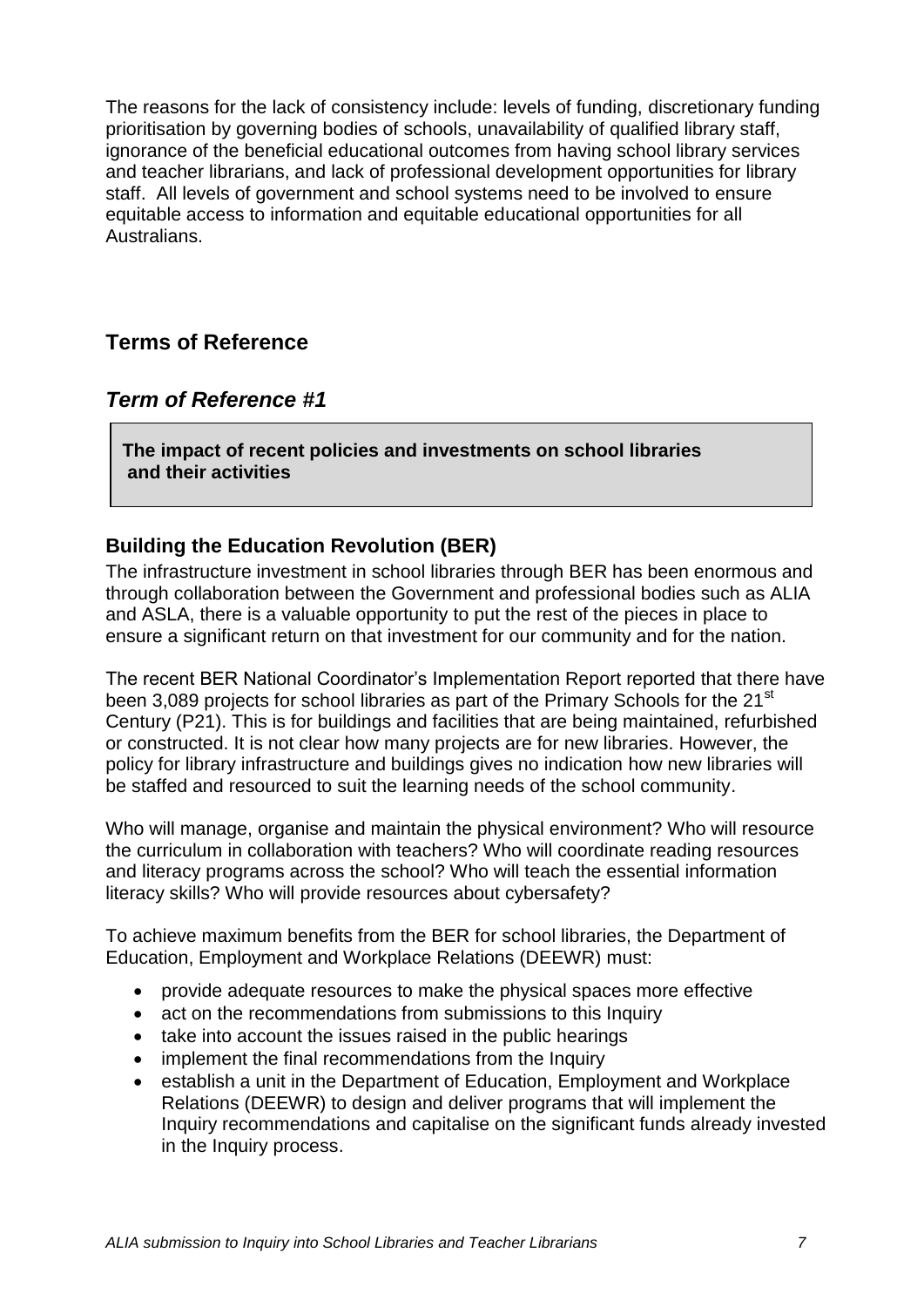The reasons for the lack of consistency include: levels of funding, discretionary funding prioritisation by governing bodies of schools, unavailability of qualified library staff, ignorance of the beneficial educational outcomes from having school library services and teacher librarians, and lack of professional development opportunities for library staff. All levels of government and school systems need to be involved to ensure equitable access to information and equitable educational opportunities for all Australians.

## Terms of Reference

### *Term of Reference #1*

**The impact of recent policies and investments on school libraries and their activities**

### Building the Education Revolution (BER)

The infrastructure investment in school libraries through BER has been enormous and through collaboration between the Government and professional bodies such as ALIA and ASLA, there is a valuable opportunity to put the rest of the pieces in place to ensure a significant return on that investment for our community and for the nation.

The recent BER National Coordinator's Implementation Report reported that there have been 3,089 projects for school libraries as part of the Primary Schools for the 21st Century (P21). This is for buildings and facilities that are being maintained, refurbished or constructed. It is not clear how many projects are for new libraries. However, the policy for library infrastructure and buildings gives no indication how new libraries will be staffed and resourced to suit the learning needs of the school community.

Who will manage, organise and maintain the physical environment? Who will resource the curriculum in collaboration with teachers? Who will coordinate reading resources and literacy programs across the school? Who will teach the essential information literacy skills? Who will provide resources about cybersafety?

To achieve maximum benefits from the BER for school libraries, the Department of Education, Employment and Workplace Relations (DEEWR) must:

- provide adequate resources to make the physical spaces more effective
- act on the recommendations from submissions to this Inquiry
- take into account the issues raised in the public hearings
- implement the final recommendations from the Inquiry
- establish a unit in the Department of Education, Employment and Workplace Relations (DEEWR) to design and deliver programs that will implement the Inquiry recommendations and capitalise on the significant funds already invested in the Inquiry process.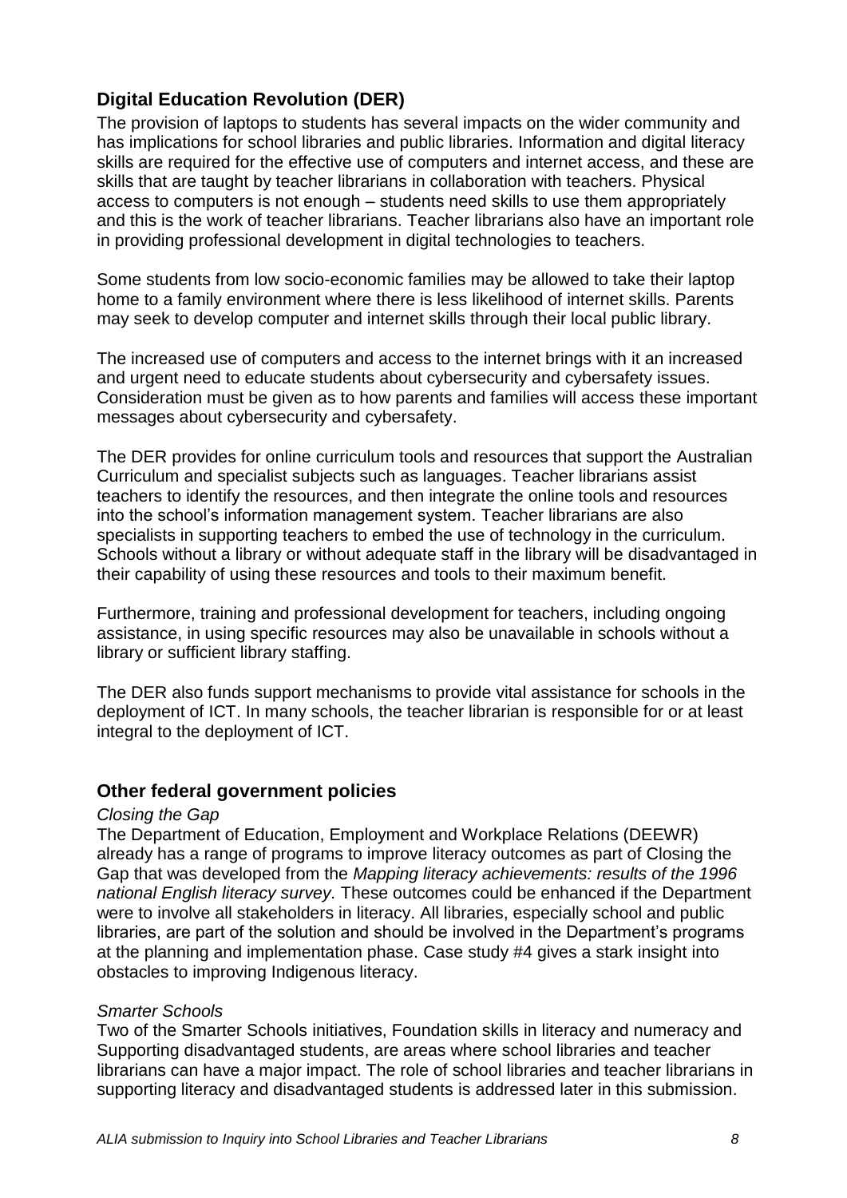## Digital Education Revolution (DER)

The provision of laptops to students has several impacts on the wider community and has implications for school libraries and public libraries. Information and digital literacy skills are required for the effective use of computers and internet access, and these are skills that are taught by teacher librarians in collaboration with teachers. Physical access to computers is not enough – students need skills to use them appropriately and this is the work of teacher librarians. Teacher librarians also have an important role in providing professional development in digital technologies to teachers.

Some students from low socio-economic families may be allowed to take their laptop home to a family environment where there is less likelihood of internet skills. Parents may seek to develop computer and internet skills through their local public library.

The increased use of computers and access to the internet brings with it an increased and urgent need to educate students about cybersecurity and cybersafety issues. Consideration must be given as to how parents and families will access these important messages about cybersecurity and cybersafety.

The DER provides for online curriculum tools and resources that support the Australian Curriculum and specialist subjects such as languages. Teacher librarians assist teachers to identify the resources, and then integrate the online tools and resources into the school's information management system. Teacher librarians are also specialists in supporting teachers to embed the use of technology in the curriculum. Schools without a library or without adequate staff in the library will be disadvantaged in their capability of using these resources and tools to their maximum benefit.

Furthermore, training and professional development for teachers, including ongoing assistance, in using specific resources may also be unavailable in schools without a library or sufficient library staffing.

The DER also funds support mechanisms to provide vital assistance for schools in the deployment of ICT. In many schools, the teacher librarian is responsible for or at least integral to the deployment of ICT.

## Other federal government policies

*Closing the Gap*

The Department of Education, Employment and Workplace Relations (DEEWR) already has a range of programs to improve literacy outcomes as part of Closing the Gap that was developed from the *Mapping literacy achievements: results of the 1996 national English literacy survey.* These outcomes could be enhanced if the Department were to involve all stakeholders in literacy. All libraries, especially school and public libraries, are part of the solution and should be involved in the Department's programs at the planning and implementation phase. Case study #4 gives a stark insight into obstacles to improving Indigenous literacy.

*Smarter Schools*

Two of the Smarter Schools initiatives, Foundation skills in literacy and numeracy and Supporting disadvantaged students, are areas where school libraries and teacher librarians can have a major impact. The role of school libraries and teacher librarians in supporting literacy and disadvantaged students is addressed later in this submission.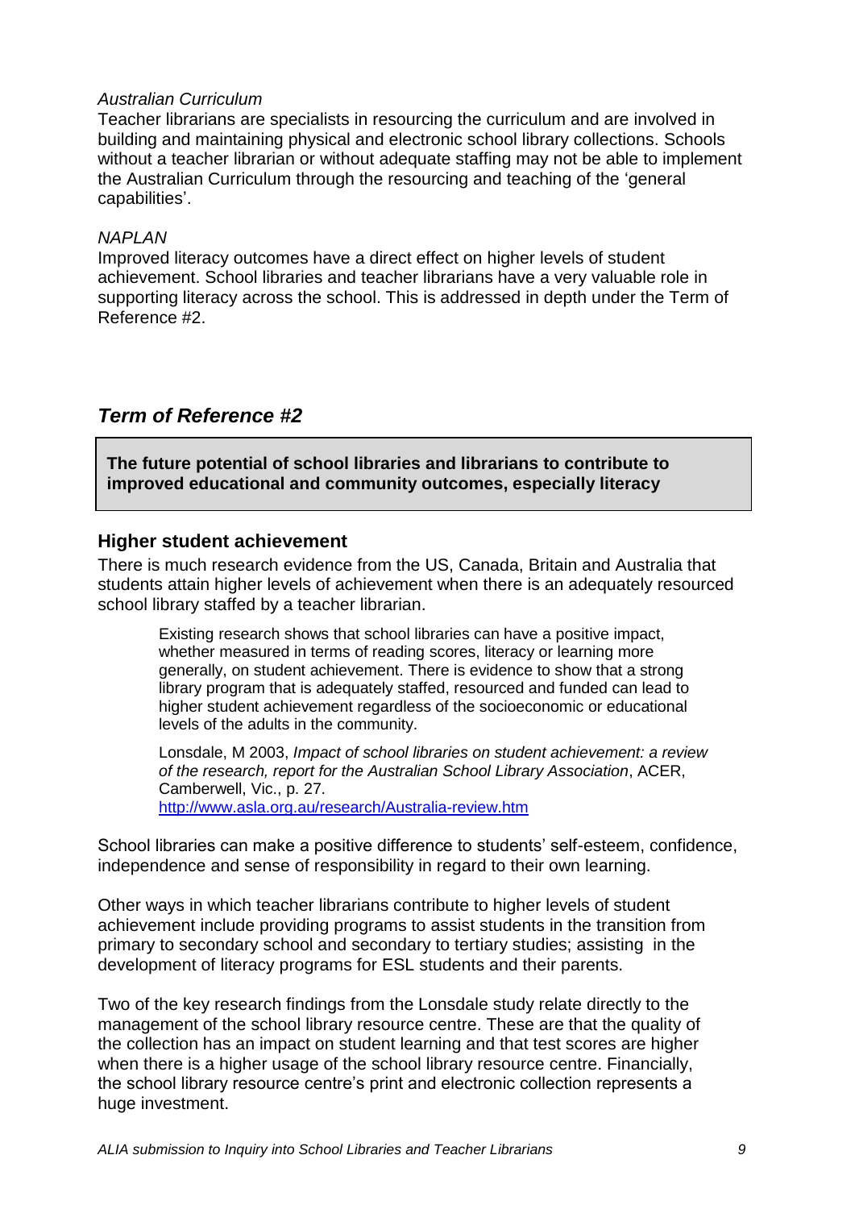*Australian Curriculum*

Teacher librarians are specialists in resourcing the curriculum and are involved in building and maintaining physical and electronic school library collections. Schools without a teacher librarian or without adequate staffing may not be able to implement the Australian Curriculum through the resourcing and teaching of the 'general capabilities'.

*NAPLAN*

Improved literacy outcomes have a direct effect on higher levels of student achievement. School libraries and teacher librarians have a very valuable role in supporting literacy across the school. This is addressed in depth under the Term of Reference #2.

## *Term of Reference #2*

**The future potential of school libraries and librarians to contribute to improved educational and community outcomes, especially literacy**

### Higher student achievement

There is much research evidence from the US, Canada, Britain and Australia that students attain higher levels of achievement when there is an adequately resourced school library staffed by a teacher librarian.

> Existing research shows that school libraries can have a positive impact, whether measured in terms of reading scores, literacy or learning more generally, on student achievement. There is evidence to show that a strong library program that is adequately staffed, resourced and funded can lead to higher student achievement regardless of the socioeconomic or educational levels of the adults in the community.
>
> Lonsdale, M 2003, *Impact of school libraries on student achievement: a review of the research, report for the Australian School Library Association*, ACER, Camberwell, Vic., p. 27.
> http://www.asla.org.au/research/Australia-review.htm

School libraries can make a positive difference to students' self-esteem, confidence, independence and sense of responsibility in regard to their own learning.

Other ways in which teacher librarians contribute to higher levels of student achievement include providing programs to assist students in the transition from primary to secondary school and secondary to tertiary studies; assisting in the development of literacy programs for ESL students and their parents.

Two of the key research findings from the Lonsdale study relate directly to the management of the school library resource centre. These are that the quality of the collection has an impact on student learning and that test scores are higher when there is a higher usage of the school library resource centre. Financially, the school library resource centre's print and electronic collection represents a huge investment.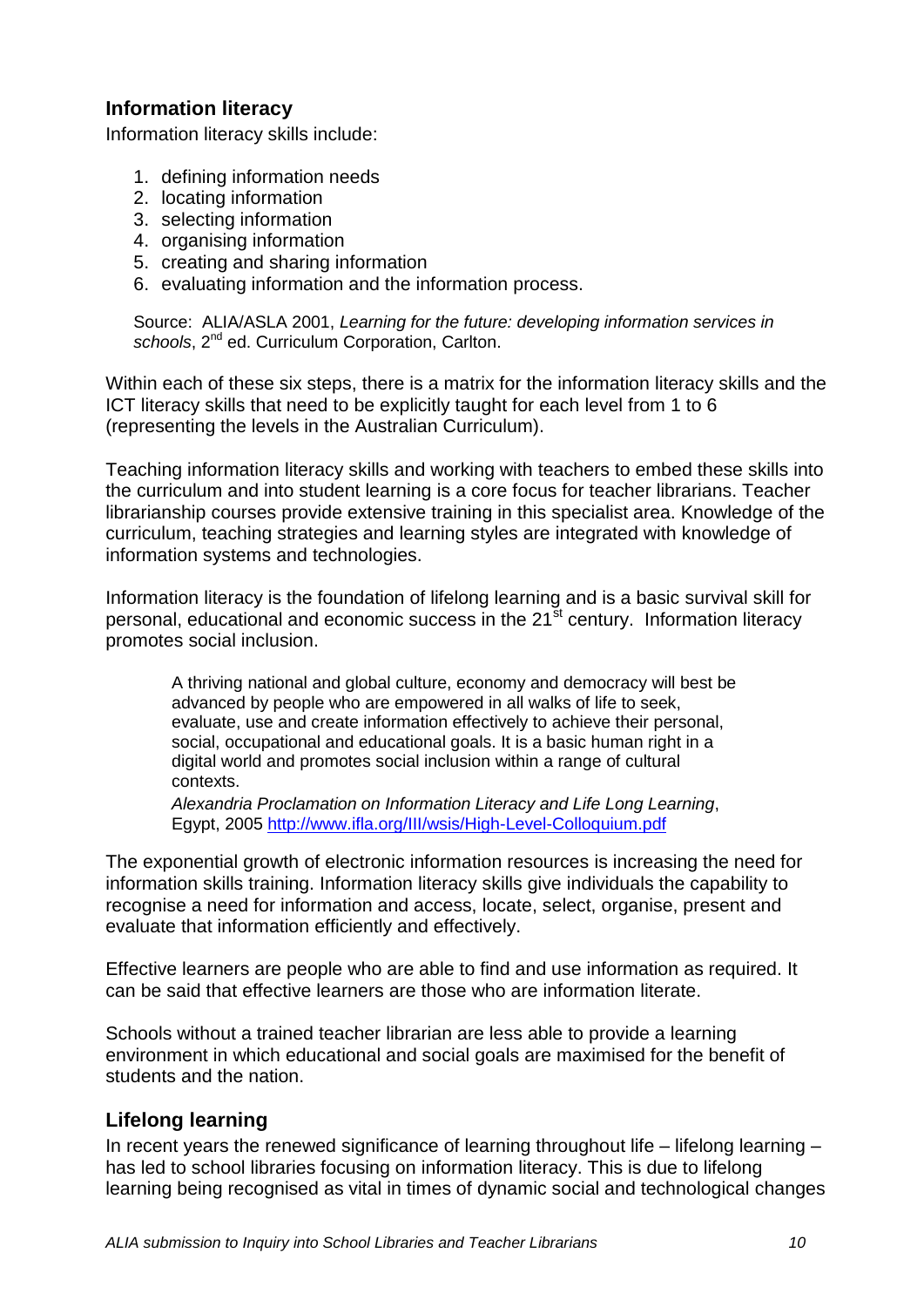## Information literacy

Information literacy skills include:

1. defining information needs
2. locating information
3. selecting information
4. organising information
5. creating and sharing information
6. evaluating information and the information process.

Source: ALIA/ASLA 2001, *Learning for the future: developing information services in schools*, 2nd ed. Curriculum Corporation, Carlton.

Within each of these six steps, there is a matrix for the information literacy skills and the ICT literacy skills that need to be explicitly taught for each level from 1 to 6 (representing the levels in the Australian Curriculum).

Teaching information literacy skills and working with teachers to embed these skills into the curriculum and into student learning is a core focus for teacher librarians. Teacher librarianship courses provide extensive training in this specialist area. Knowledge of the curriculum, teaching strategies and learning styles are integrated with knowledge of information systems and technologies.

Information literacy is the foundation of lifelong learning and is a basic survival skill for personal, educational and economic success in the 21st century. Information literacy promotes social inclusion.

> A thriving national and global culture, economy and democracy will best be advanced by people who are empowered in all walks of life to seek, evaluate, use and create information effectively to achieve their personal, social, occupational and educational goals. It is a basic human right in a digital world and promotes social inclusion within a range of cultural contexts.
>
> *Alexandria Proclamation on Information Literacy and Life Long Learning*, Egypt, 2005 http://www.ifla.org/III/wsis/High-Level-Colloquium.pdf

The exponential growth of electronic information resources is increasing the need for information skills training. Information literacy skills give individuals the capability to recognise a need for information and access, locate, select, organise, present and evaluate that information efficiently and effectively.

Effective learners are people who are able to find and use information as required. It can be said that effective learners are those who are information literate.

Schools without a trained teacher librarian are less able to provide a learning environment in which educational and social goals are maximised for the benefit of students and the nation.

## Lifelong learning

In recent years the renewed significance of learning throughout life – lifelong learning – has led to school libraries focusing on information literacy. This is due to lifelong learning being recognised as vital in times of dynamic social and technological changes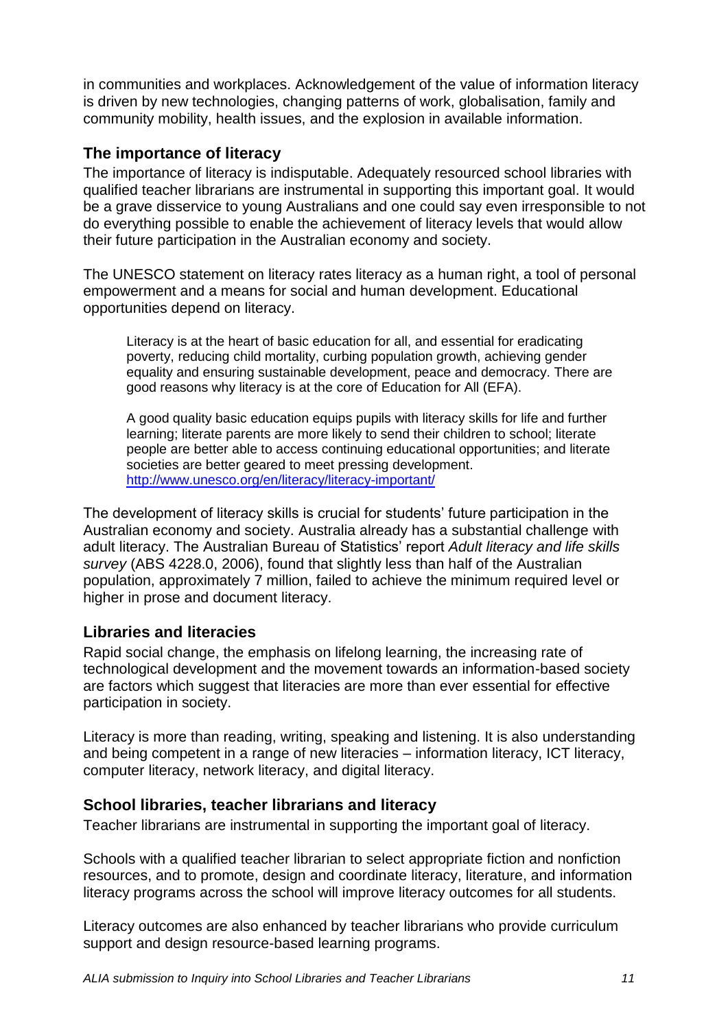in communities and workplaces. Acknowledgement of the value of information literacy is driven by new technologies, changing patterns of work, globalisation, family and community mobility, health issues, and the explosion in available information.

### The importance of literacy

The importance of literacy is indisputable. Adequately resourced school libraries with qualified teacher librarians are instrumental in supporting this important goal. It would be a grave disservice to young Australians and one could say even irresponsible to not do everything possible to enable the achievement of literacy levels that would allow their future participation in the Australian economy and society.

The UNESCO statement on literacy rates literacy as a human right, a tool of personal empowerment and a means for social and human development. Educational opportunities depend on literacy.

> Literacy is at the heart of basic education for all, and essential for eradicating poverty, reducing child mortality, curbing population growth, achieving gender equality and ensuring sustainable development, peace and democracy. There are good reasons why literacy is at the core of Education for All (EFA).
>
> A good quality basic education equips pupils with literacy skills for life and further learning; literate parents are more likely to send their children to school; literate people are better able to access continuing educational opportunities; and literate societies are better geared to meet pressing development.
> http://www.unesco.org/en/literacy/literacy-important/

The development of literacy skills is crucial for students' future participation in the Australian economy and society. Australia already has a substantial challenge with adult literacy. The Australian Bureau of Statistics' report *Adult literacy and life skills survey* (ABS 4228.0, 2006), found that slightly less than half of the Australian population, approximately 7 million, failed to achieve the minimum required level or higher in prose and document literacy.

### Libraries and literacies

Rapid social change, the emphasis on lifelong learning, the increasing rate of technological development and the movement towards an information-based society are factors which suggest that literacies are more than ever essential for effective participation in society.

Literacy is more than reading, writing, speaking and listening. It is also understanding and being competent in a range of new literacies – information literacy, ICT literacy, computer literacy, network literacy, and digital literacy.

### School libraries, teacher librarians and literacy

Teacher librarians are instrumental in supporting the important goal of literacy.

Schools with a qualified teacher librarian to select appropriate fiction and nonfiction resources, and to promote, design and coordinate literacy, literature, and information literacy programs across the school will improve literacy outcomes for all students.

Literacy outcomes are also enhanced by teacher librarians who provide curriculum support and design resource-based learning programs.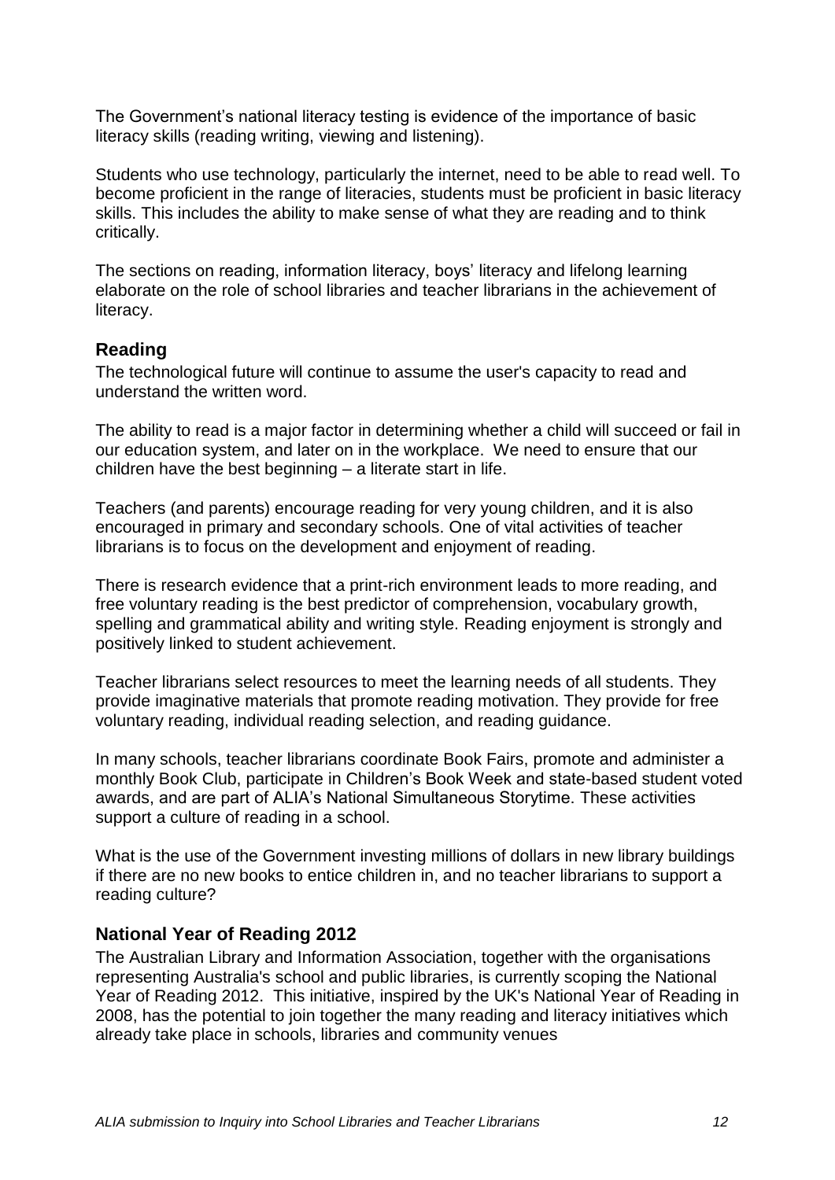The Government's national literacy testing is evidence of the importance of basic literacy skills (reading writing, viewing and listening).

Students who use technology, particularly the internet, need to be able to read well. To become proficient in the range of literacies, students must be proficient in basic literacy skills. This includes the ability to make sense of what they are reading and to think critically.

The sections on reading, information literacy, boys' literacy and lifelong learning elaborate on the role of school libraries and teacher librarians in the achievement of literacy.

## Reading

The technological future will continue to assume the user's capacity to read and understand the written word.

The ability to read is a major factor in determining whether a child will succeed or fail in our education system, and later on in the workplace. We need to ensure that our children have the best beginning – a literate start in life.

Teachers (and parents) encourage reading for very young children, and it is also encouraged in primary and secondary schools. One of vital activities of teacher librarians is to focus on the development and enjoyment of reading.

There is research evidence that a print-rich environment leads to more reading, and free voluntary reading is the best predictor of comprehension, vocabulary growth, spelling and grammatical ability and writing style. Reading enjoyment is strongly and positively linked to student achievement.

Teacher librarians select resources to meet the learning needs of all students. They provide imaginative materials that promote reading motivation. They provide for free voluntary reading, individual reading selection, and reading guidance.

In many schools, teacher librarians coordinate Book Fairs, promote and administer a monthly Book Club, participate in Children's Book Week and state-based student voted awards, and are part of ALIA's National Simultaneous Storytime. These activities support a culture of reading in a school.

What is the use of the Government investing millions of dollars in new library buildings if there are no new books to entice children in, and no teacher librarians to support a reading culture?

## National Year of Reading 2012

The Australian Library and Information Association, together with the organisations representing Australia's school and public libraries, is currently scoping the National Year of Reading 2012. This initiative, inspired by the UK's National Year of Reading in 2008, has the potential to join together the many reading and literacy initiatives which already take place in schools, libraries and community venues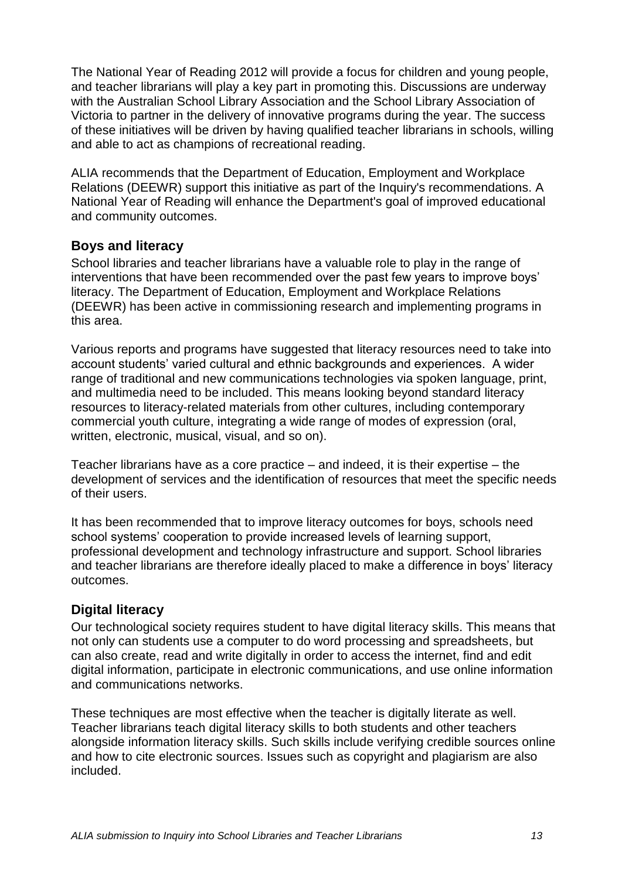The National Year of Reading 2012 will provide a focus for children and young people, and teacher librarians will play a key part in promoting this. Discussions are underway with the Australian School Library Association and the School Library Association of Victoria to partner in the delivery of innovative programs during the year. The success of these initiatives will be driven by having qualified teacher librarians in schools, willing and able to act as champions of recreational reading.

ALIA recommends that the Department of Education, Employment and Workplace Relations (DEEWR) support this initiative as part of the Inquiry's recommendations. A National Year of Reading will enhance the Department's goal of improved educational and community outcomes.

## Boys and literacy

School libraries and teacher librarians have a valuable role to play in the range of interventions that have been recommended over the past few years to improve boys' literacy. The Department of Education, Employment and Workplace Relations (DEEWR) has been active in commissioning research and implementing programs in this area.

Various reports and programs have suggested that literacy resources need to take into account students' varied cultural and ethnic backgrounds and experiences. A wider range of traditional and new communications technologies via spoken language, print, and multimedia need to be included. This means looking beyond standard literacy resources to literacy-related materials from other cultures, including contemporary commercial youth culture, integrating a wide range of modes of expression (oral, written, electronic, musical, visual, and so on).

Teacher librarians have as a core practice – and indeed, it is their expertise – the development of services and the identification of resources that meet the specific needs of their users.

It has been recommended that to improve literacy outcomes for boys, schools need school systems' cooperation to provide increased levels of learning support, professional development and technology infrastructure and support. School libraries and teacher librarians are therefore ideally placed to make a difference in boys' literacy outcomes.

## Digital literacy

Our technological society requires student to have digital literacy skills. This means that not only can students use a computer to do word processing and spreadsheets, but can also create, read and write digitally in order to access the internet, find and edit digital information, participate in electronic communications, and use online information and communications networks.

These techniques are most effective when the teacher is digitally literate as well. Teacher librarians teach digital literacy skills to both students and other teachers alongside information literacy skills. Such skills include verifying credible sources online and how to cite electronic sources. Issues such as copyright and plagiarism are also included.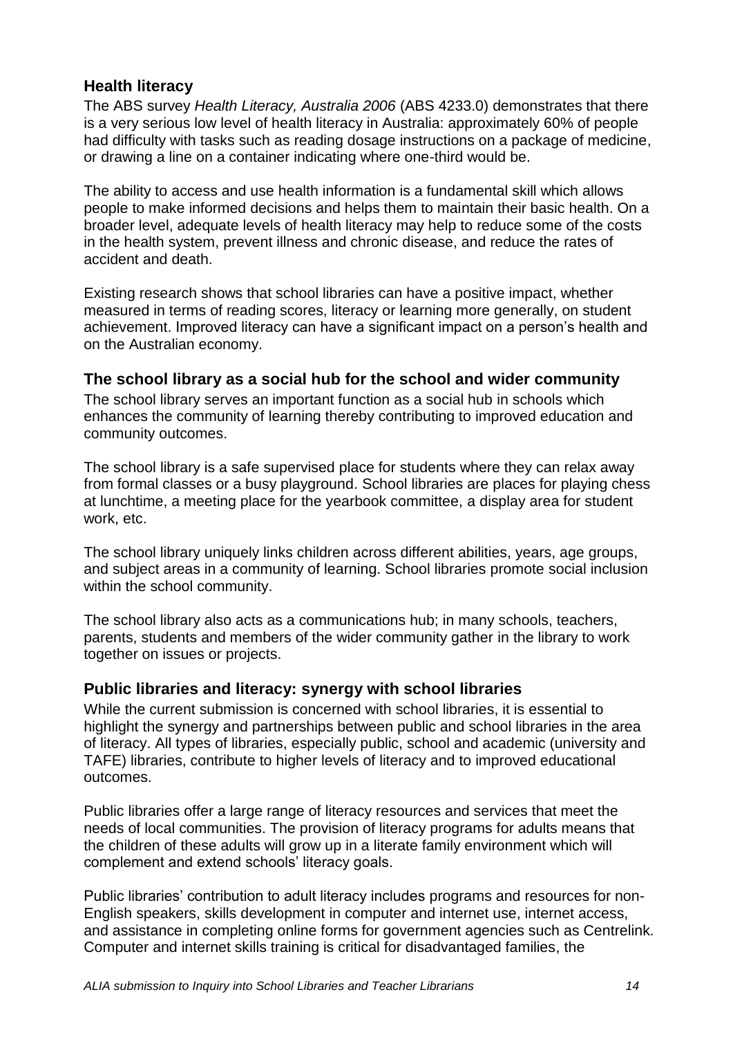## Health literacy

The ABS survey *Health Literacy, Australia 2006* (ABS 4233.0) demonstrates that there is a very serious low level of health literacy in Australia: approximately 60% of people had difficulty with tasks such as reading dosage instructions on a package of medicine, or drawing a line on a container indicating where one-third would be.

The ability to access and use health information is a fundamental skill which allows people to make informed decisions and helps them to maintain their basic health. On a broader level, adequate levels of health literacy may help to reduce some of the costs in the health system, prevent illness and chronic disease, and reduce the rates of accident and death.

Existing research shows that school libraries can have a positive impact, whether measured in terms of reading scores, literacy or learning more generally, on student achievement. Improved literacy can have a significant impact on a person's health and on the Australian economy.

## The school library as a social hub for the school and wider community

The school library serves an important function as a social hub in schools which enhances the community of learning thereby contributing to improved education and community outcomes.

The school library is a safe supervised place for students where they can relax away from formal classes or a busy playground. School libraries are places for playing chess at lunchtime, a meeting place for the yearbook committee, a display area for student work, etc.

The school library uniquely links children across different abilities, years, age groups, and subject areas in a community of learning. School libraries promote social inclusion within the school community.

The school library also acts as a communications hub; in many schools, teachers, parents, students and members of the wider community gather in the library to work together on issues or projects.

## Public libraries and literacy: synergy with school libraries

While the current submission is concerned with school libraries, it is essential to highlight the synergy and partnerships between public and school libraries in the area of literacy. All types of libraries, especially public, school and academic (university and TAFE) libraries, contribute to higher levels of literacy and to improved educational outcomes.

Public libraries offer a large range of literacy resources and services that meet the needs of local communities. The provision of literacy programs for adults means that the children of these adults will grow up in a literate family environment which will complement and extend schools' literacy goals.

Public libraries' contribution to adult literacy includes programs and resources for non-English speakers, skills development in computer and internet use, internet access, and assistance in completing online forms for government agencies such as Centrelink. Computer and internet skills training is critical for disadvantaged families, the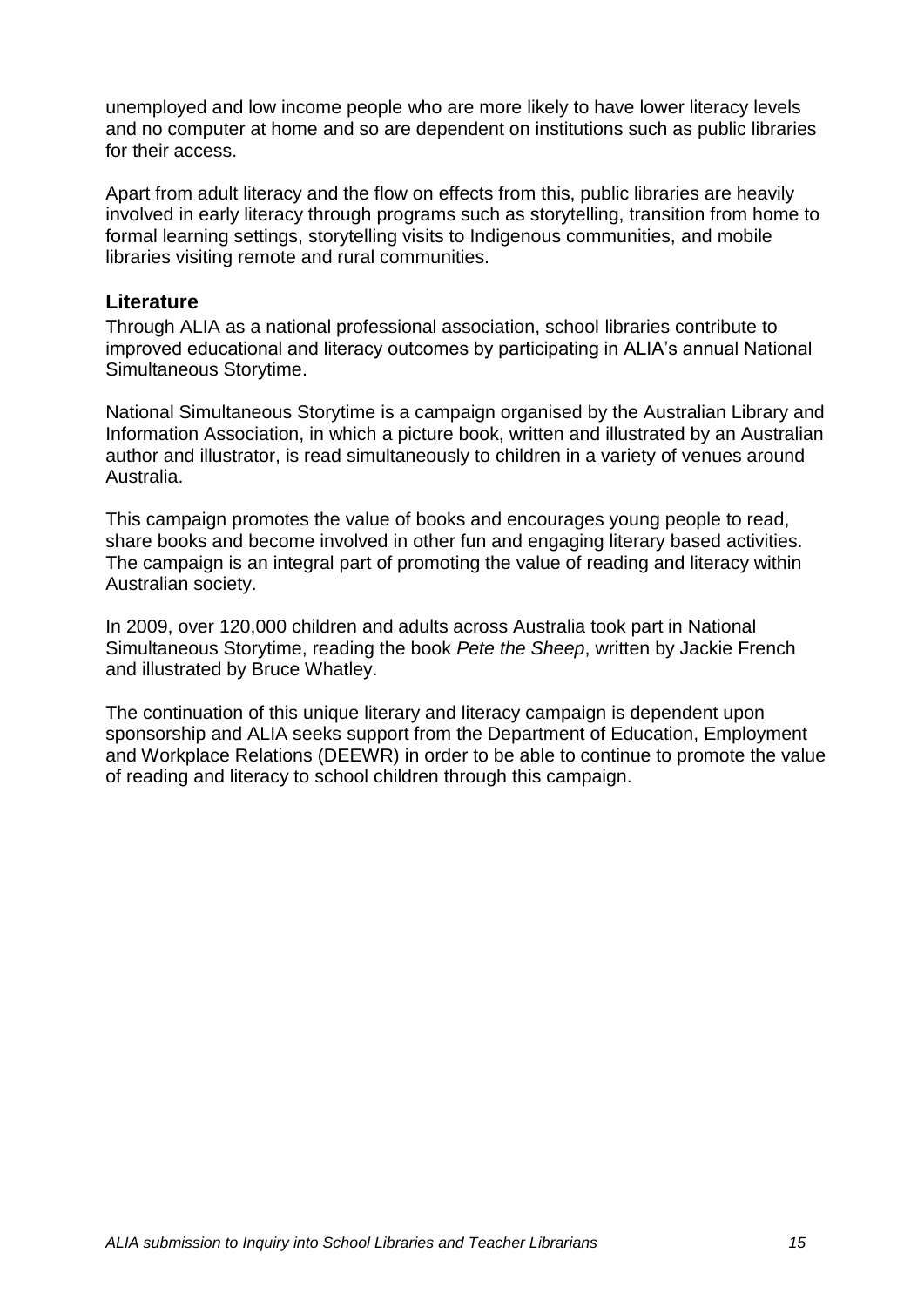unemployed and low income people who are more likely to have lower literacy levels and no computer at home and so are dependent on institutions such as public libraries for their access.

Apart from adult literacy and the flow on effects from this, public libraries are heavily involved in early literacy through programs such as storytelling, transition from home to formal learning settings, storytelling visits to Indigenous communities, and mobile libraries visiting remote and rural communities.

## Literature

Through ALIA as a national professional association, school libraries contribute to improved educational and literacy outcomes by participating in ALIA's annual National Simultaneous Storytime.

National Simultaneous Storytime is a campaign organised by the Australian Library and Information Association, in which a picture book, written and illustrated by an Australian author and illustrator, is read simultaneously to children in a variety of venues around Australia.

This campaign promotes the value of books and encourages young people to read, share books and become involved in other fun and engaging literary based activities. The campaign is an integral part of promoting the value of reading and literacy within Australian society.

In 2009, over 120,000 children and adults across Australia took part in National Simultaneous Storytime, reading the book *Pete the Sheep*, written by Jackie French and illustrated by Bruce Whatley.

The continuation of this unique literary and literacy campaign is dependent upon sponsorship and ALIA seeks support from the Department of Education, Employment and Workplace Relations (DEEWR) in order to be able to continue to promote the value of reading and literacy to school children through this campaign.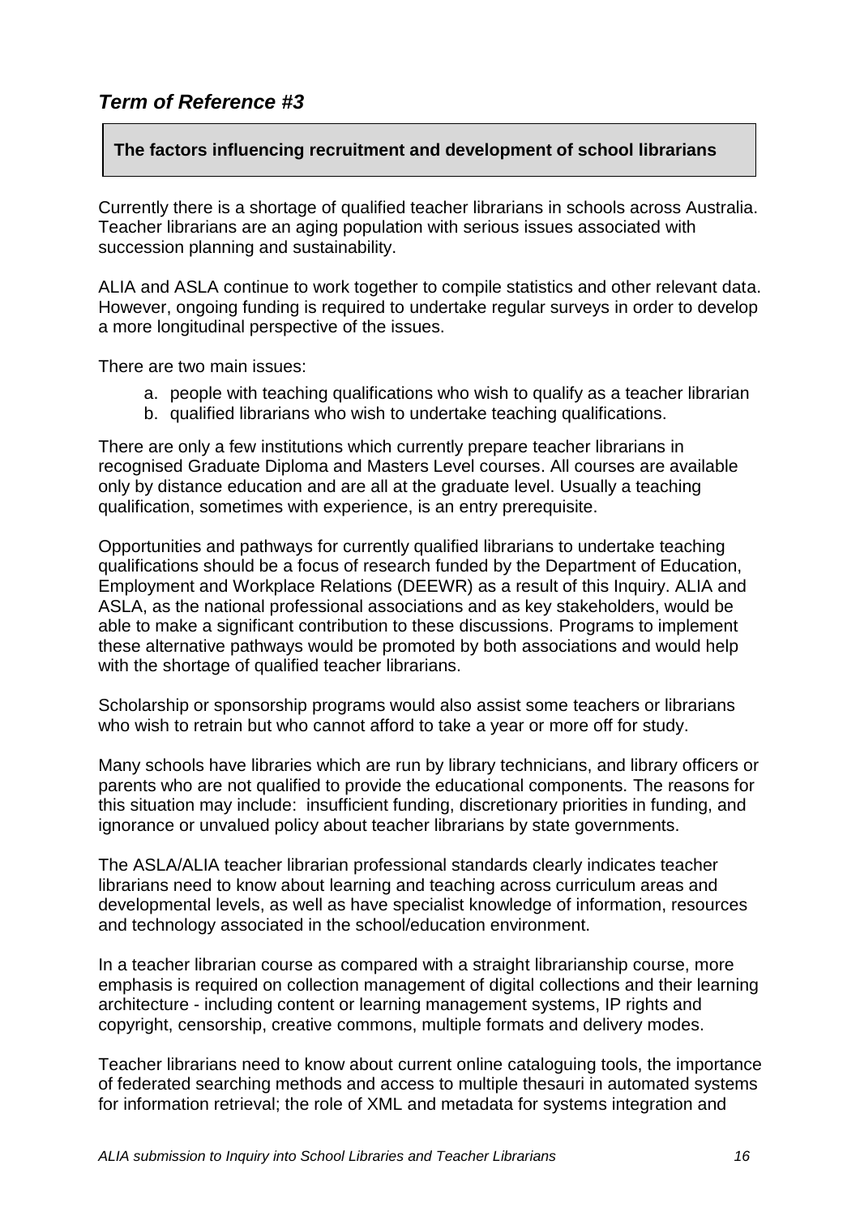## *Term of Reference #3*

**The factors influencing recruitment and development of school librarians**

Currently there is a shortage of qualified teacher librarians in schools across Australia. Teacher librarians are an aging population with serious issues associated with succession planning and sustainability.

ALIA and ASLA continue to work together to compile statistics and other relevant data. However, ongoing funding is required to undertake regular surveys in order to develop a more longitudinal perspective of the issues.

There are two main issues:

a. people with teaching qualifications who wish to qualify as a teacher librarian
b. qualified librarians who wish to undertake teaching qualifications.

There are only a few institutions which currently prepare teacher librarians in recognised Graduate Diploma and Masters Level courses. All courses are available only by distance education and are all at the graduate level. Usually a teaching qualification, sometimes with experience, is an entry prerequisite.

Opportunities and pathways for currently qualified librarians to undertake teaching qualifications should be a focus of research funded by the Department of Education, Employment and Workplace Relations (DEEWR) as a result of this Inquiry. ALIA and ASLA, as the national professional associations and as key stakeholders, would be able to make a significant contribution to these discussions. Programs to implement these alternative pathways would be promoted by both associations and would help with the shortage of qualified teacher librarians.

Scholarship or sponsorship programs would also assist some teachers or librarians who wish to retrain but who cannot afford to take a year or more off for study.

Many schools have libraries which are run by library technicians, and library officers or parents who are not qualified to provide the educational components. The reasons for this situation may include: insufficient funding, discretionary priorities in funding, and ignorance or unvalued policy about teacher librarians by state governments.

The ASLA/ALIA teacher librarian professional standards clearly indicates teacher librarians need to know about learning and teaching across curriculum areas and developmental levels, as well as have specialist knowledge of information, resources and technology associated in the school/education environment.

In a teacher librarian course as compared with a straight librarianship course, more emphasis is required on collection management of digital collections and their learning architecture - including content or learning management systems, IP rights and copyright, censorship, creative commons, multiple formats and delivery modes.

Teacher librarians need to know about current online cataloguing tools, the importance of federated searching methods and access to multiple thesauri in automated systems for information retrieval; the role of XML and metadata for systems integration and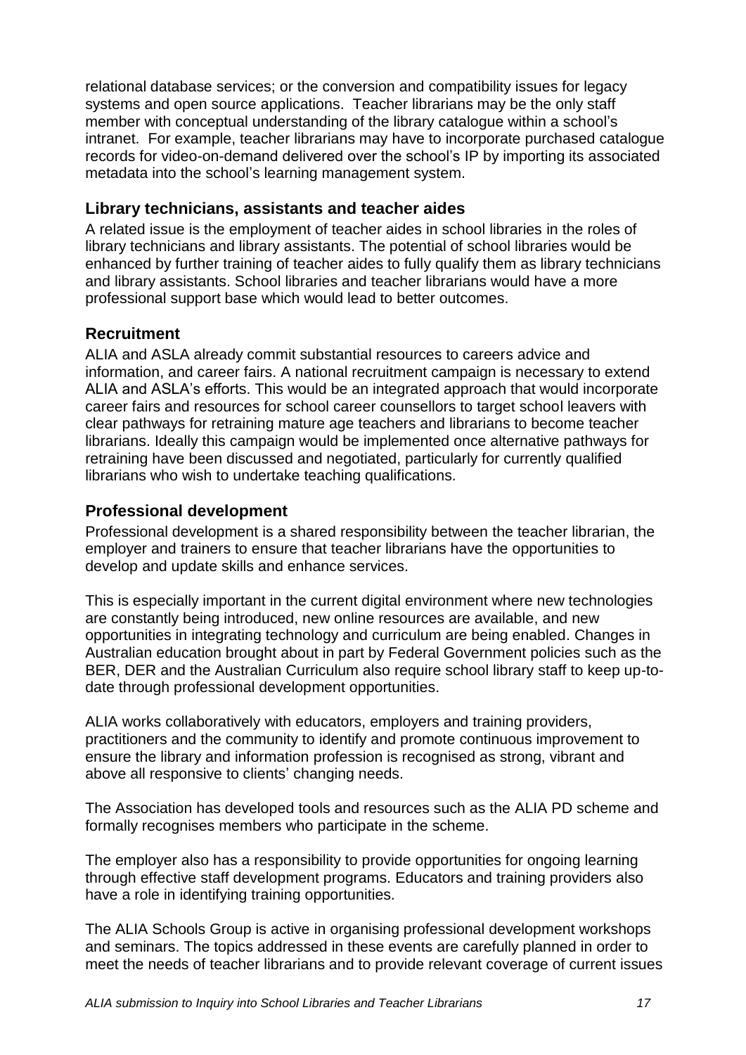relational database services; or the conversion and compatibility issues for legacy systems and open source applications. Teacher librarians may be the only staff member with conceptual understanding of the library catalogue within a school's intranet. For example, teacher librarians may have to incorporate purchased catalogue records for video-on-demand delivered over the school's IP by importing its associated metadata into the school's learning management system.

### Library technicians, assistants and teacher aides

A related issue is the employment of teacher aides in school libraries in the roles of library technicians and library assistants. The potential of school libraries would be enhanced by further training of teacher aides to fully qualify them as library technicians and library assistants. School libraries and teacher librarians would have a more professional support base which would lead to better outcomes.

## Recruitment

ALIA and ASLA already commit substantial resources to careers advice and information, and career fairs. A national recruitment campaign is necessary to extend ALIA and ASLA's efforts. This would be an integrated approach that would incorporate career fairs and resources for school career counsellors to target school leavers with clear pathways for retraining mature age teachers and librarians to become teacher librarians. Ideally this campaign would be implemented once alternative pathways for retraining have been discussed and negotiated, particularly for currently qualified librarians who wish to undertake teaching qualifications.

## Professional development

Professional development is a shared responsibility between the teacher librarian, the employer and trainers to ensure that teacher librarians have the opportunities to develop and update skills and enhance services.

This is especially important in the current digital environment where new technologies are constantly being introduced, new online resources are available, and new opportunities in integrating technology and curriculum are being enabled. Changes in Australian education brought about in part by Federal Government policies such as the BER, DER and the Australian Curriculum also require school library staff to keep up-to-date through professional development opportunities.

ALIA works collaboratively with educators, employers and training providers, practitioners and the community to identify and promote continuous improvement to ensure the library and information profession is recognised as strong, vibrant and above all responsive to clients' changing needs.

The Association has developed tools and resources such as the ALIA PD scheme and formally recognises members who participate in the scheme.

The employer also has a responsibility to provide opportunities for ongoing learning through effective staff development programs. Educators and training providers also have a role in identifying training opportunities.

The ALIA Schools Group is active in organising professional development workshops and seminars. The topics addressed in these events are carefully planned in order to meet the needs of teacher librarians and to provide relevant coverage of current issues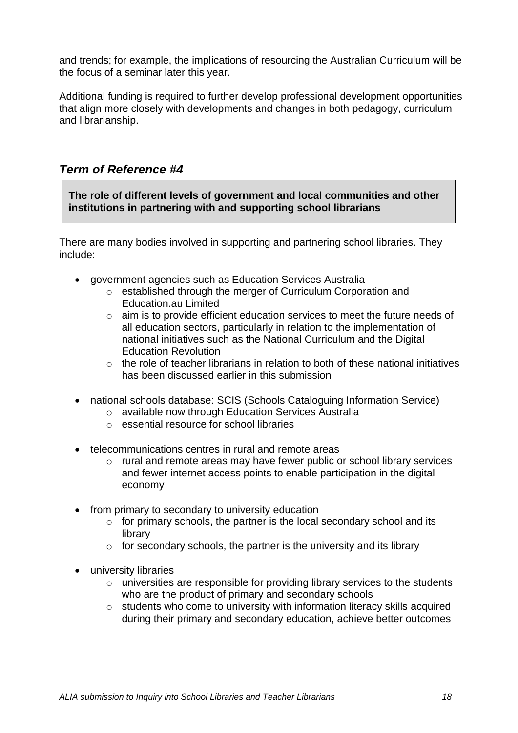and trends; for example, the implications of resourcing the Australian Curriculum will be the focus of a seminar later this year.

Additional funding is required to further develop professional development opportunities that align more closely with developments and changes in both pedagogy, curriculum and librarianship.

## *Term of Reference #4*

**The role of different levels of government and local communities and other institutions in partnering with and supporting school librarians**

There are many bodies involved in supporting and partnering school libraries. They include:

- government agencies such as Education Services Australia
  - established through the merger of Curriculum Corporation and Education.au Limited
  - aim is to provide efficient education services to meet the future needs of all education sectors, particularly in relation to the implementation of national initiatives such as the National Curriculum and the Digital Education Revolution
  - the role of teacher librarians in relation to both of these national initiatives has been discussed earlier in this submission
- national schools database: SCIS (Schools Cataloguing Information Service)
  - available now through Education Services Australia
  - essential resource for school libraries
- telecommunications centres in rural and remote areas
  - rural and remote areas may have fewer public or school library services and fewer internet access points to enable participation in the digital economy
- from primary to secondary to university education
  - for primary schools, the partner is the local secondary school and its library
  - for secondary schools, the partner is the university and its library
- university libraries
  - universities are responsible for providing library services to the students who are the product of primary and secondary schools
  - students who come to university with information literacy skills acquired during their primary and secondary education, achieve better outcomes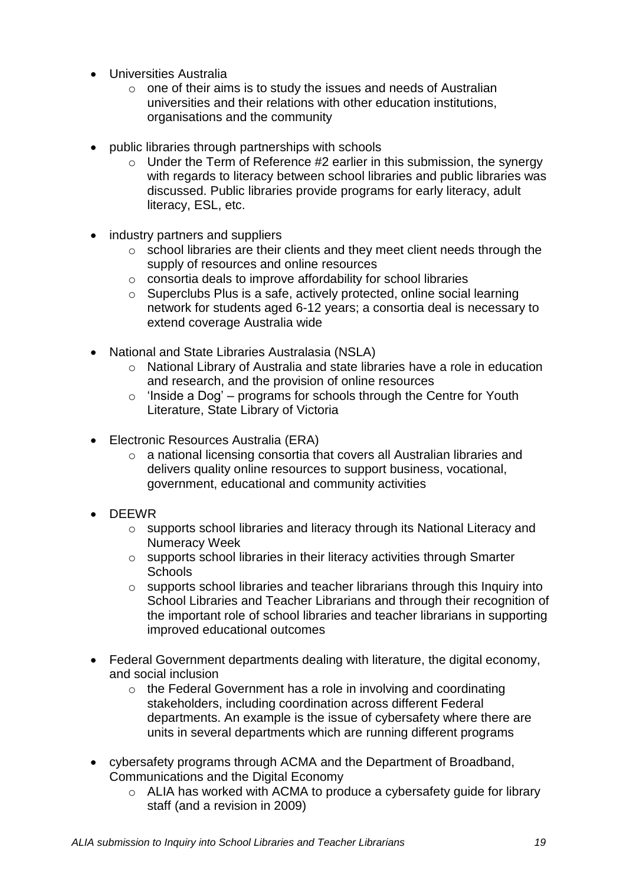- Universities Australia
  - one of their aims is to study the issues and needs of Australian universities and their relations with other education institutions, organisations and the community

- public libraries through partnerships with schools
  - Under the Term of Reference #2 earlier in this submission, the synergy with regards to literacy between school libraries and public libraries was discussed. Public libraries provide programs for early literacy, adult literacy, ESL, etc.

- industry partners and suppliers
  - school libraries are their clients and they meet client needs through the supply of resources and online resources
  - consortia deals to improve affordability for school libraries
  - Superclubs Plus is a safe, actively protected, online social learning network for students aged 6-12 years; a consortia deal is necessary to extend coverage Australia wide

- National and State Libraries Australasia (NSLA)
  - National Library of Australia and state libraries have a role in education and research, and the provision of online resources
  - 'Inside a Dog' – programs for schools through the Centre for Youth Literature, State Library of Victoria

- Electronic Resources Australia (ERA)
  - a national licensing consortia that covers all Australian libraries and delivers quality online resources to support business, vocational, government, educational and community activities

- DEEWR
  - supports school libraries and literacy through its National Literacy and Numeracy Week
  - supports school libraries in their literacy activities through Smarter Schools
  - supports school libraries and teacher librarians through this Inquiry into School Libraries and Teacher Librarians and through their recognition of the important role of school libraries and teacher librarians in supporting improved educational outcomes

- Federal Government departments dealing with literature, the digital economy, and social inclusion
  - the Federal Government has a role in involving and coordinating stakeholders, including coordination across different Federal departments. An example is the issue of cybersafety where there are units in several departments which are running different programs

- cybersafety programs through ACMA and the Department of Broadband, Communications and the Digital Economy
  - ALIA has worked with ACMA to produce a cybersafety guide for library staff (and a revision in 2009)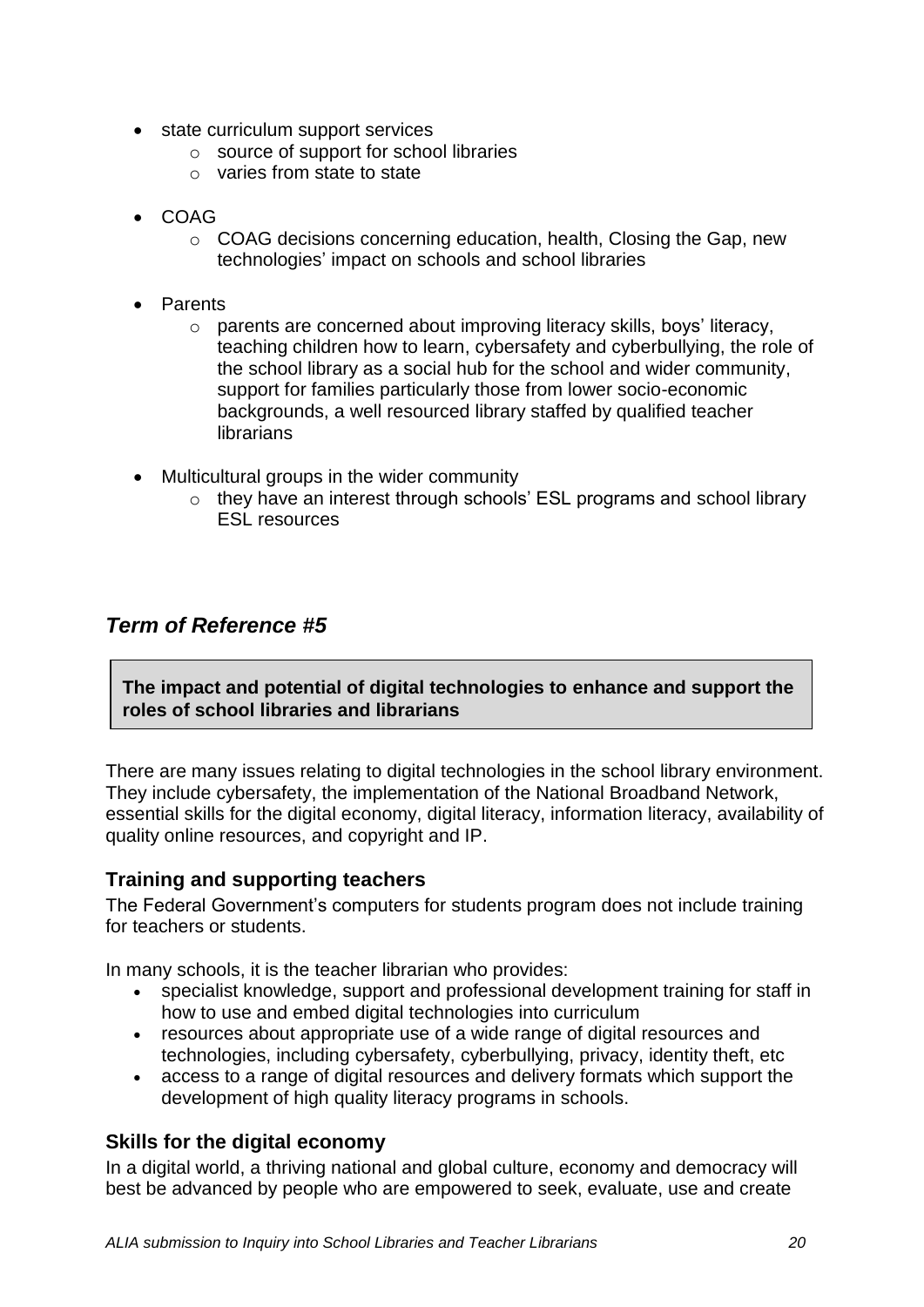- state curriculum support services
    - source of support for school libraries
    - varies from state to state

- COAG
    - COAG decisions concerning education, health, Closing the Gap, new technologies' impact on schools and school libraries

- Parents
    - parents are concerned about improving literacy skills, boys' literacy, teaching children how to learn, cybersafety and cyberbullying, the role of the school library as a social hub for the school and wider community, support for families particularly those from lower socio-economic backgrounds, a well resourced library staffed by qualified teacher librarians

- Multicultural groups in the wider community
    - they have an interest through schools' ESL programs and school library ESL resources

## *Term of Reference #5*

**The impact and potential of digital technologies to enhance and support the roles of school libraries and librarians**

There are many issues relating to digital technologies in the school library environment. They include cybersafety, the implementation of the National Broadband Network, essential skills for the digital economy, digital literacy, information literacy, availability of quality online resources, and copyright and IP.

### Training and supporting teachers

The Federal Government's computers for students program does not include training for teachers or students.

In many schools, it is the teacher librarian who provides:

- specialist knowledge, support and professional development training for staff in how to use and embed digital technologies into curriculum
- resources about appropriate use of a wide range of digital resources and technologies, including cybersafety, cyberbullying, privacy, identity theft, etc
- access to a range of digital resources and delivery formats which support the development of high quality literacy programs in schools.

### Skills for the digital economy

In a digital world, a thriving national and global culture, economy and democracy will best be advanced by people who are empowered to seek, evaluate, use and create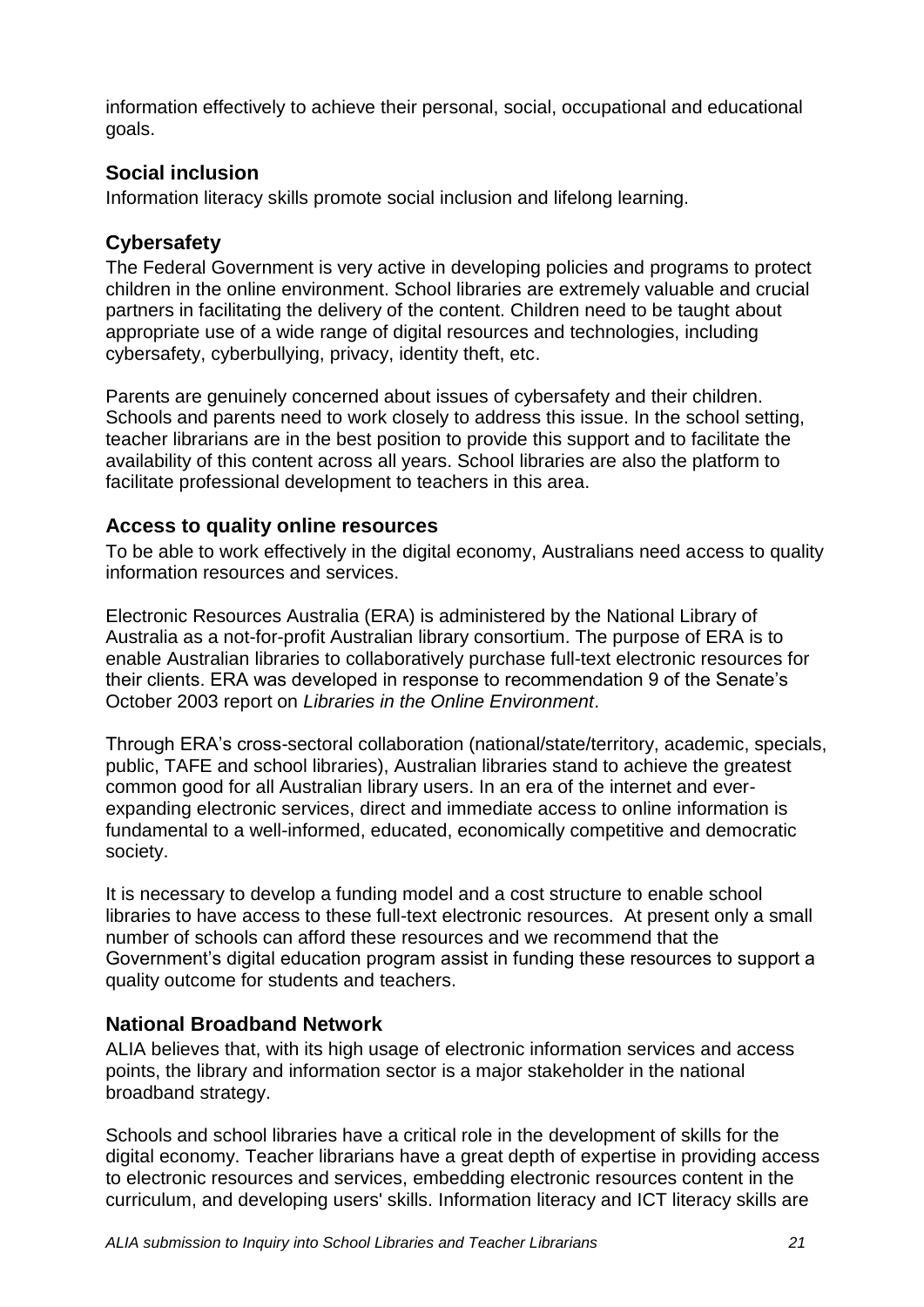information effectively to achieve their personal, social, occupational and educational goals.

### Social inclusion

Information literacy skills promote social inclusion and lifelong learning.

### Cybersafety

The Federal Government is very active in developing policies and programs to protect children in the online environment. School libraries are extremely valuable and crucial partners in facilitating the delivery of the content. Children need to be taught about appropriate use of a wide range of digital resources and technologies, including cybersafety, cyberbullying, privacy, identity theft, etc.

Parents are genuinely concerned about issues of cybersafety and their children. Schools and parents need to work closely to address this issue. In the school setting, teacher librarians are in the best position to provide this support and to facilitate the availability of this content across all years. School libraries are also the platform to facilitate professional development to teachers in this area.

### Access to quality online resources

To be able to work effectively in the digital economy, Australians need access to quality information resources and services.

Electronic Resources Australia (ERA) is administered by the National Library of Australia as a not-for-profit Australian library consortium. The purpose of ERA is to enable Australian libraries to collaboratively purchase full-text electronic resources for their clients. ERA was developed in response to recommendation 9 of the Senate's October 2003 report on *Libraries in the Online Environment*.

Through ERA's cross-sectoral collaboration (national/state/territory, academic, specials, public, TAFE and school libraries), Australian libraries stand to achieve the greatest common good for all Australian library users. In an era of the internet and ever-expanding electronic services, direct and immediate access to online information is fundamental to a well-informed, educated, economically competitive and democratic society.

It is necessary to develop a funding model and a cost structure to enable school libraries to have access to these full-text electronic resources. At present only a small number of schools can afford these resources and we recommend that the Government's digital education program assist in funding these resources to support a quality outcome for students and teachers.

### National Broadband Network

ALIA believes that, with its high usage of electronic information services and access points, the library and information sector is a major stakeholder in the national broadband strategy.

Schools and school libraries have a critical role in the development of skills for the digital economy. Teacher librarians have a great depth of expertise in providing access to electronic resources and services, embedding electronic resources content in the curriculum, and developing users' skills. Information literacy and ICT literacy skills are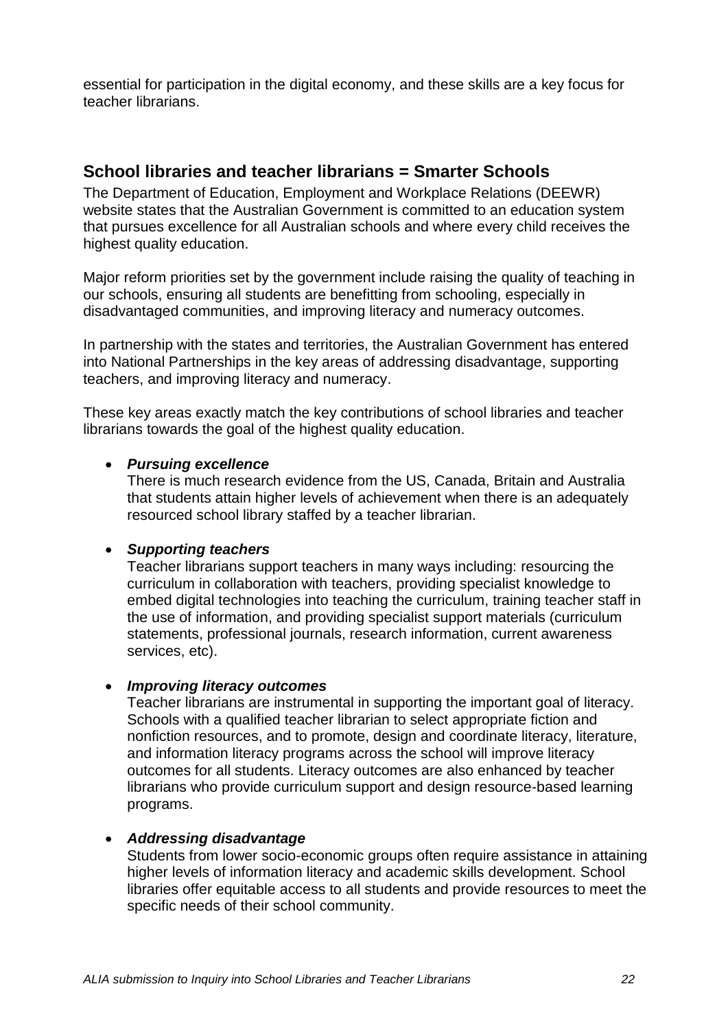essential for participation in the digital economy, and these skills are a key focus for teacher librarians.

## School libraries and teacher librarians = Smarter Schools

The Department of Education, Employment and Workplace Relations (DEEWR) website states that the Australian Government is committed to an education system that pursues excellence for all Australian schools and where every child receives the highest quality education.

Major reform priorities set by the government include raising the quality of teaching in our schools, ensuring all students are benefitting from schooling, especially in disadvantaged communities, and improving literacy and numeracy outcomes.

In partnership with the states and territories, the Australian Government has entered into National Partnerships in the key areas of addressing disadvantage, supporting teachers, and improving literacy and numeracy.

These key areas exactly match the key contributions of school libraries and teacher librarians towards the goal of the highest quality education.

- ***Pursuing excellence***
  There is much research evidence from the US, Canada, Britain and Australia that students attain higher levels of achievement when there is an adequately resourced school library staffed by a teacher librarian.

- ***Supporting teachers***
  Teacher librarians support teachers in many ways including: resourcing the curriculum in collaboration with teachers, providing specialist knowledge to embed digital technologies into teaching the curriculum, training teacher staff in the use of information, and providing specialist support materials (curriculum statements, professional journals, research information, current awareness services, etc).

- ***Improving literacy outcomes***
  Teacher librarians are instrumental in supporting the important goal of literacy. Schools with a qualified teacher librarian to select appropriate fiction and nonfiction resources, and to promote, design and coordinate literacy, literature, and information literacy programs across the school will improve literacy outcomes for all students. Literacy outcomes are also enhanced by teacher librarians who provide curriculum support and design resource-based learning programs.

- ***Addressing disadvantage***
  Students from lower socio-economic groups often require assistance in attaining higher levels of information literacy and academic skills development. School libraries offer equitable access to all students and provide resources to meet the specific needs of their school community.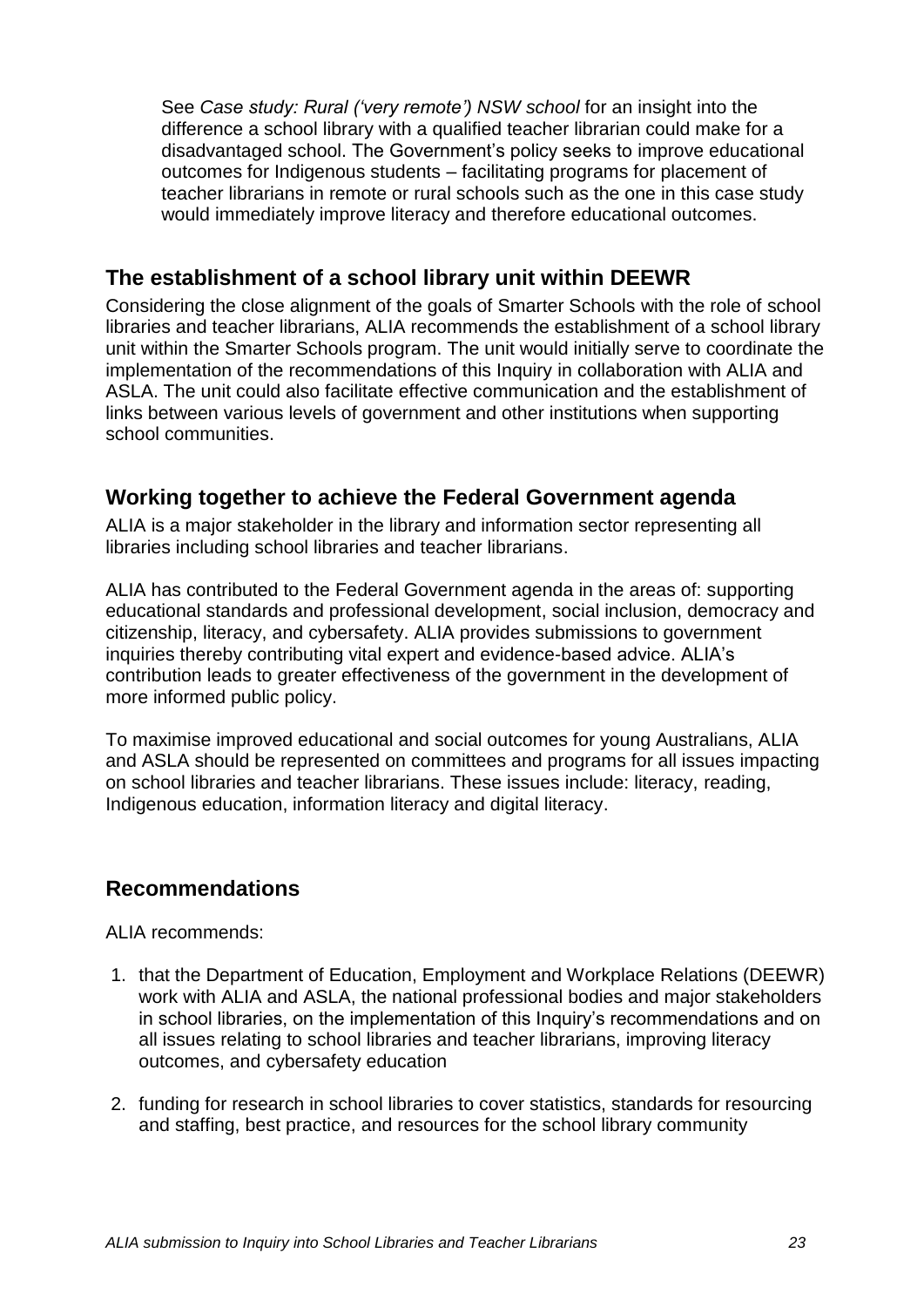See *Case study: Rural ('very remote') NSW school* for an insight into the difference a school library with a qualified teacher librarian could make for a disadvantaged school. The Government's policy seeks to improve educational outcomes for Indigenous students – facilitating programs for placement of teacher librarians in remote or rural schools such as the one in this case study would immediately improve literacy and therefore educational outcomes.

## The establishment of a school library unit within DEEWR

Considering the close alignment of the goals of Smarter Schools with the role of school libraries and teacher librarians, ALIA recommends the establishment of a school library unit within the Smarter Schools program. The unit would initially serve to coordinate the implementation of the recommendations of this Inquiry in collaboration with ALIA and ASLA. The unit could also facilitate effective communication and the establishment of links between various levels of government and other institutions when supporting school communities.

## Working together to achieve the Federal Government agenda

ALIA is a major stakeholder in the library and information sector representing all libraries including school libraries and teacher librarians.

ALIA has contributed to the Federal Government agenda in the areas of: supporting educational standards and professional development, social inclusion, democracy and citizenship, literacy, and cybersafety. ALIA provides submissions to government inquiries thereby contributing vital expert and evidence-based advice. ALIA's contribution leads to greater effectiveness of the government in the development of more informed public policy.

To maximise improved educational and social outcomes for young Australians, ALIA and ASLA should be represented on committees and programs for all issues impacting on school libraries and teacher librarians. These issues include: literacy, reading, Indigenous education, information literacy and digital literacy.

## Recommendations

ALIA recommends:

1. that the Department of Education, Employment and Workplace Relations (DEEWR) work with ALIA and ASLA, the national professional bodies and major stakeholders in school libraries, on the implementation of this Inquiry's recommendations and on all issues relating to school libraries and teacher librarians, improving literacy outcomes, and cybersafety education

2. funding for research in school libraries to cover statistics, standards for resourcing and staffing, best practice, and resources for the school library community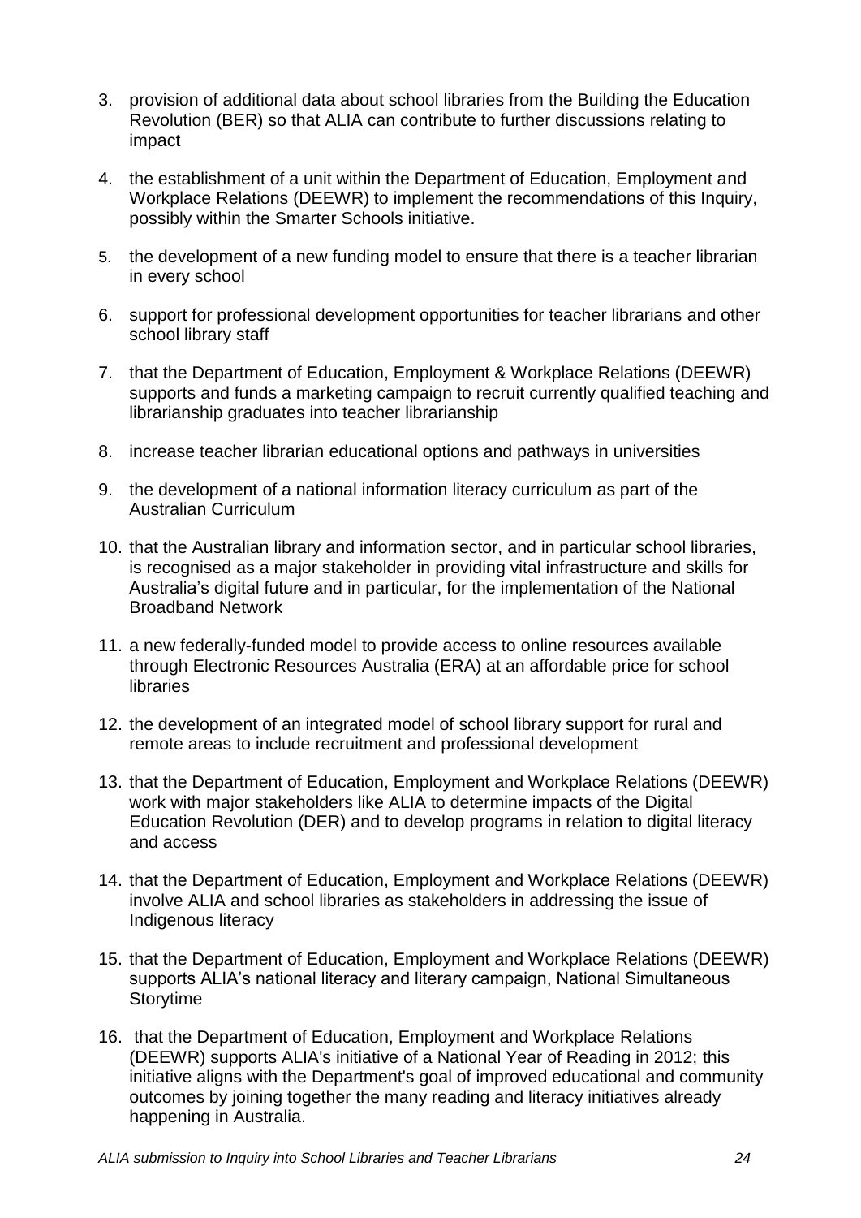3. provision of additional data about school libraries from the Building the Education Revolution (BER) so that ALIA can contribute to further discussions relating to impact

4. the establishment of a unit within the Department of Education, Employment and Workplace Relations (DEEWR) to implement the recommendations of this Inquiry, possibly within the Smarter Schools initiative.

5. the development of a new funding model to ensure that there is a teacher librarian in every school

6. support for professional development opportunities for teacher librarians and other school library staff

7. that the Department of Education, Employment & Workplace Relations (DEEWR) supports and funds a marketing campaign to recruit currently qualified teaching and librarianship graduates into teacher librarianship

8. increase teacher librarian educational options and pathways in universities

9. the development of a national information literacy curriculum as part of the Australian Curriculum

10. that the Australian library and information sector, and in particular school libraries, is recognised as a major stakeholder in providing vital infrastructure and skills for Australia's digital future and in particular, for the implementation of the National Broadband Network

11. a new federally-funded model to provide access to online resources available through Electronic Resources Australia (ERA) at an affordable price for school libraries

12. the development of an integrated model of school library support for rural and remote areas to include recruitment and professional development

13. that the Department of Education, Employment and Workplace Relations (DEEWR) work with major stakeholders like ALIA to determine impacts of the Digital Education Revolution (DER) and to develop programs in relation to digital literacy and access

14. that the Department of Education, Employment and Workplace Relations (DEEWR) involve ALIA and school libraries as stakeholders in addressing the issue of Indigenous literacy

15. that the Department of Education, Employment and Workplace Relations (DEEWR) supports ALIA's national literacy and literary campaign, National Simultaneous Storytime

16. that the Department of Education, Employment and Workplace Relations (DEEWR) supports ALIA's initiative of a National Year of Reading in 2012; this initiative aligns with the Department's goal of improved educational and community outcomes by joining together the many reading and literacy initiatives already happening in Australia.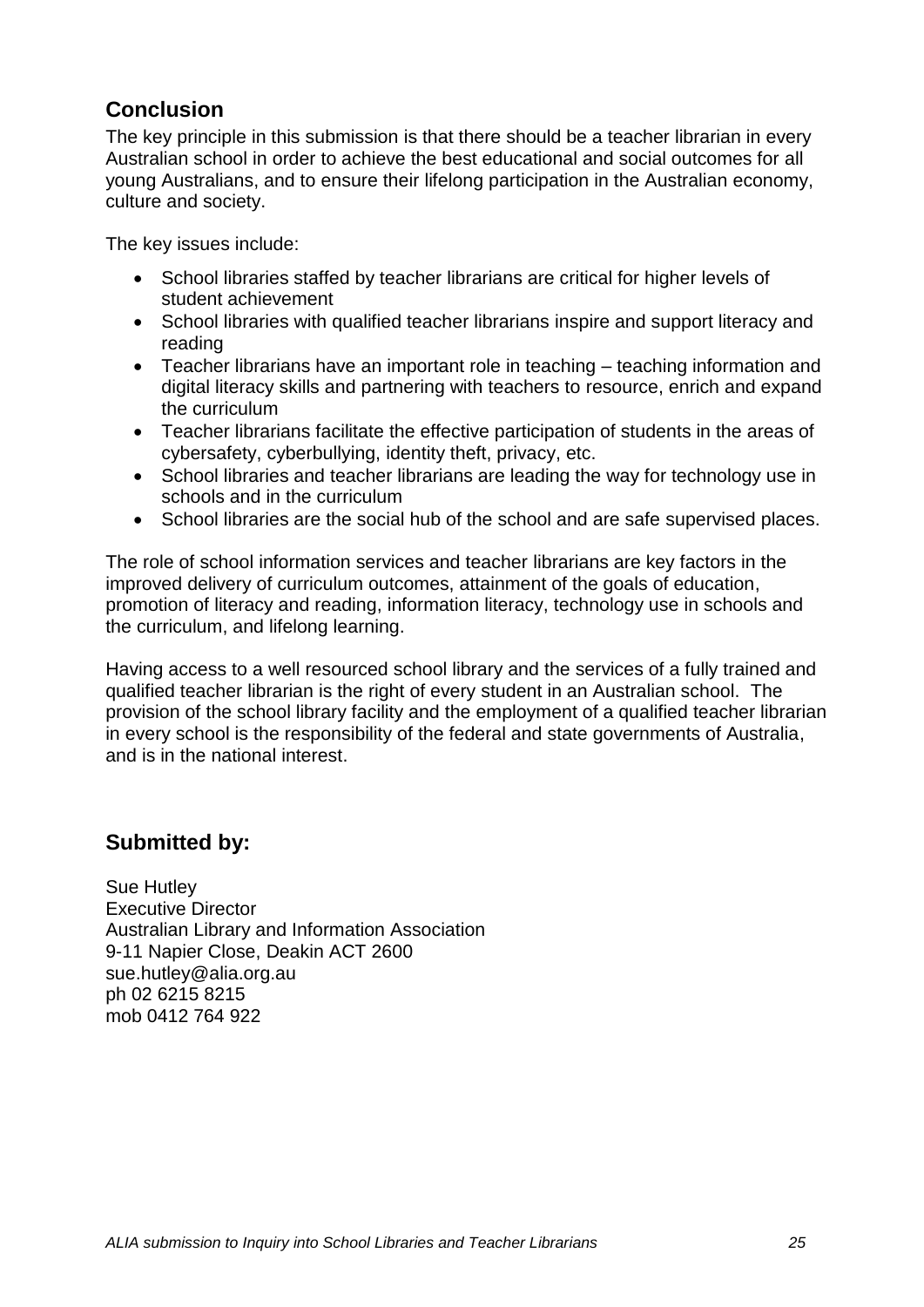## Conclusion

The key principle in this submission is that there should be a teacher librarian in every Australian school in order to achieve the best educational and social outcomes for all young Australians, and to ensure their lifelong participation in the Australian economy, culture and society.

The key issues include:

- School libraries staffed by teacher librarians are critical for higher levels of student achievement
- School libraries with qualified teacher librarians inspire and support literacy and reading
- Teacher librarians have an important role in teaching – teaching information and digital literacy skills and partnering with teachers to resource, enrich and expand the curriculum
- Teacher librarians facilitate the effective participation of students in the areas of cybersafety, cyberbullying, identity theft, privacy, etc.
- School libraries and teacher librarians are leading the way for technology use in schools and in the curriculum
- School libraries are the social hub of the school and are safe supervised places.

The role of school information services and teacher librarians are key factors in the improved delivery of curriculum outcomes, attainment of the goals of education, promotion of literacy and reading, information literacy, technology use in schools and the curriculum, and lifelong learning.

Having access to a well resourced school library and the services of a fully trained and qualified teacher librarian is the right of every student in an Australian school. The provision of the school library facility and the employment of a qualified teacher librarian in every school is the responsibility of the federal and state governments of Australia, and is in the national interest.

## Submitted by:

Sue Hutley
Executive Director
Australian Library and Information Association
9-11 Napier Close, Deakin ACT 2600
sue.hutley@alia.org.au
ph 02 6215 8215
mob 0412 764 922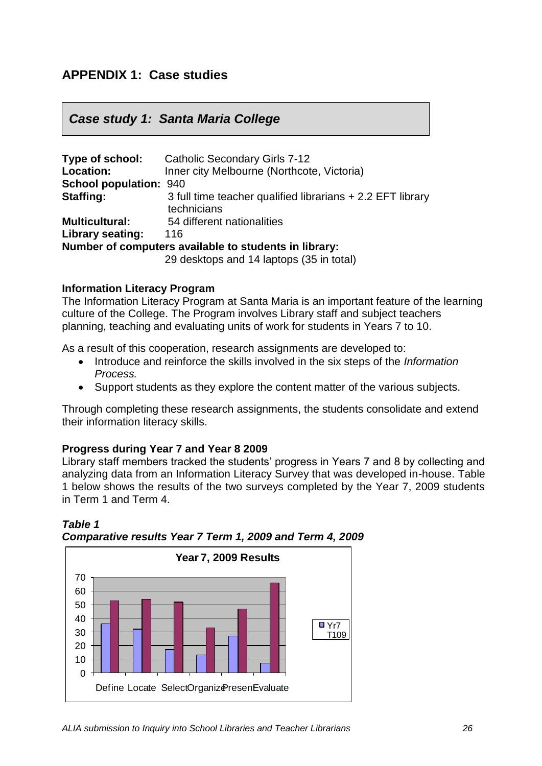## APPENDIX 1: Case studies

### *Case study 1: Santa Maria College*

**Type of school:** Catholic Secondary Girls 7-12
**Location:** Inner city Melbourne (Northcote, Victoria)
**School population:** 940
**Staffing:** 3 full time teacher qualified librarians + 2.2 EFT library technicians
**Multicultural:** 54 different nationalities
**Library seating:** 116
**Number of computers available to students in library:**
29 desktops and 14 laptops (35 in total)

**Information Literacy Program**

The Information Literacy Program at Santa Maria is an important feature of the learning culture of the College. The Program involves Library staff and subject teachers planning, teaching and evaluating units of work for students in Years 7 to 10.

As a result of this cooperation, research assignments are developed to:

- Introduce and reinforce the skills involved in the six steps of the *Information Process.*
- Support students as they explore the content matter of the various subjects.

Through completing these research assignments, the students consolidate and extend their information literacy skills.

**Progress during Year 7 and Year 8 2009**

Library staff members tracked the students' progress in Years 7 and 8 by collecting and analyzing data from an Information Literacy Survey that was developed in-house. Table 1 below shows the results of the two surveys completed by the Year 7, 2009 students in Term 1 and Term 4.

***Table 1***
***Comparative results Year 7 Term 1, 2009 and Term 4, 2009***

Year 7, 2009 Results

Define Locate Select Organize Present Evaluate

Yr7 T109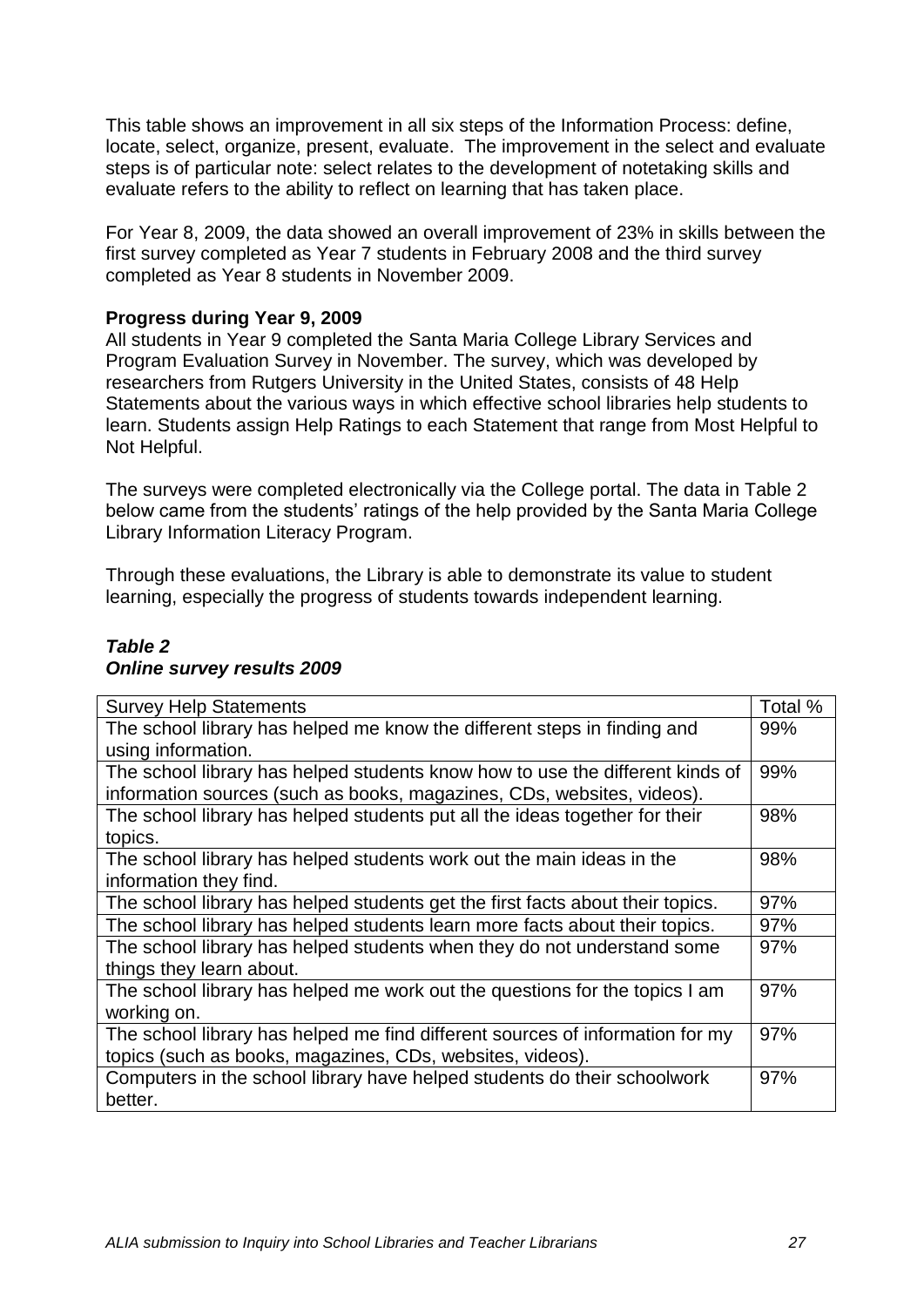This table shows an improvement in all six steps of the Information Process: define, locate, select, organize, present, evaluate. The improvement in the select and evaluate steps is of particular note: select relates to the development of notetaking skills and evaluate refers to the ability to reflect on learning that has taken place.

For Year 8, 2009, the data showed an overall improvement of 23% in skills between the first survey completed as Year 7 students in February 2008 and the third survey completed as Year 8 students in November 2009.

**Progress during Year 9, 2009**

All students in Year 9 completed the Santa Maria College Library Services and Program Evaluation Survey in November. The survey, which was developed by researchers from Rutgers University in the United States, consists of 48 Help Statements about the various ways in which effective school libraries help students to learn. Students assign Help Ratings to each Statement that range from Most Helpful to Not Helpful.

The surveys were completed electronically via the College portal. The data in Table 2 below came from the students' ratings of the help provided by the Santa Maria College Library Information Literacy Program.

Through these evaluations, the Library is able to demonstrate its value to student learning, especially the progress of students towards independent learning.

***Table 2***
***Online survey results 2009***

| Survey Help Statements | Total % |
|---|---|
| The school library has helped me know the different steps in finding and using information. | 99% |
| The school library has helped students know how to use the different kinds of information sources (such as books, magazines, CDs, websites, videos). | 99% |
| The school library has helped students put all the ideas together for their topics. | 98% |
| The school library has helped students work out the main ideas in the information they find. | 98% |
| The school library has helped students get the first facts about their topics. | 97% |
| The school library has helped students learn more facts about their topics. | 97% |
| The school library has helped students when they do not understand some things they learn about. | 97% |
| The school library has helped me work out the questions for the topics I am working on. | 97% |
| The school library has helped me find different sources of information for my topics (such as books, magazines, CDs, websites, videos). | 97% |
| Computers in the school library have helped students do their schoolwork better. | 97% |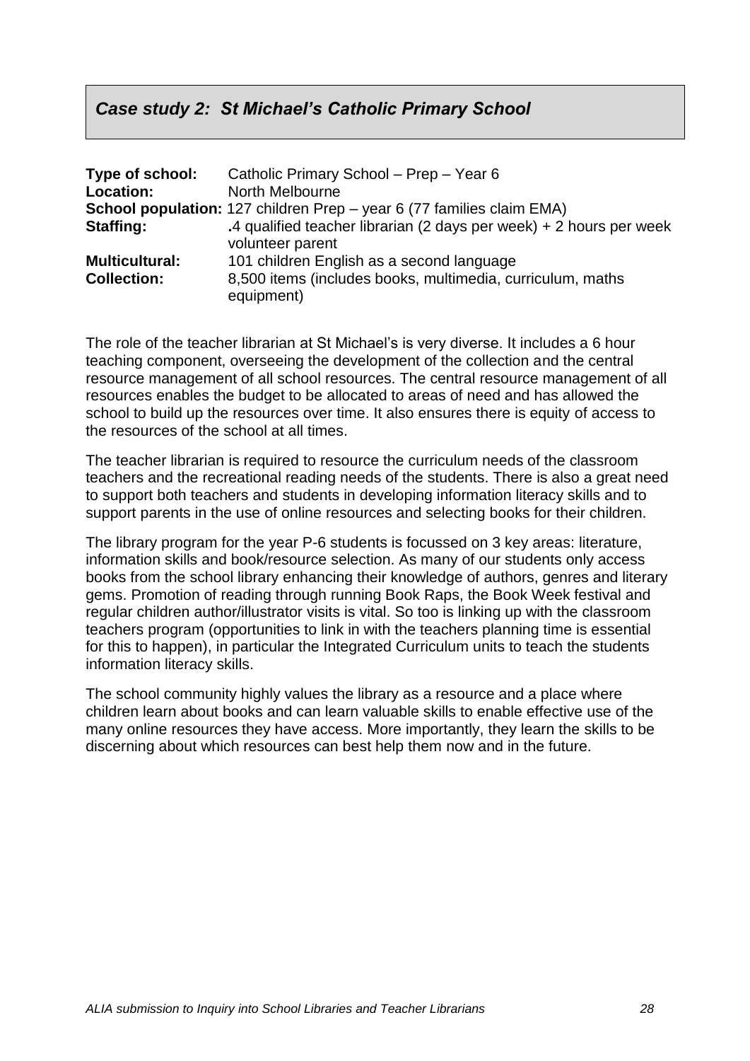## *Case study 2: St Michael's Catholic Primary School*

**Type of school:** Catholic Primary School – Prep – Year 6
**Location:** North Melbourne
**School population:** 127 children Prep – year 6 (77 families claim EMA)
**Staffing:** .4 qualified teacher librarian (2 days per week) + 2 hours per week volunteer parent
**Multicultural:** 101 children English as a second language
**Collection:** 8,500 items (includes books, multimedia, curriculum, maths equipment)

The role of the teacher librarian at St Michael's is very diverse. It includes a 6 hour teaching component, overseeing the development of the collection and the central resource management of all school resources. The central resource management of all resources enables the budget to be allocated to areas of need and has allowed the school to build up the resources over time. It also ensures there is equity of access to the resources of the school at all times.

The teacher librarian is required to resource the curriculum needs of the classroom teachers and the recreational reading needs of the students. There is also a great need to support both teachers and students in developing information literacy skills and to support parents in the use of online resources and selecting books for their children.

The library program for the year P-6 students is focussed on 3 key areas: literature, information skills and book/resource selection. As many of our students only access books from the school library enhancing their knowledge of authors, genres and literary gems. Promotion of reading through running Book Raps, the Book Week festival and regular children author/illustrator visits is vital. So too is linking up with the classroom teachers program (opportunities to link in with the teachers planning time is essential for this to happen), in particular the Integrated Curriculum units to teach the students information literacy skills.

The school community highly values the library as a resource and a place where children learn about books and can learn valuable skills to enable effective use of the many online resources they have access. More importantly, they learn the skills to be discerning about which resources can best help them now and in the future.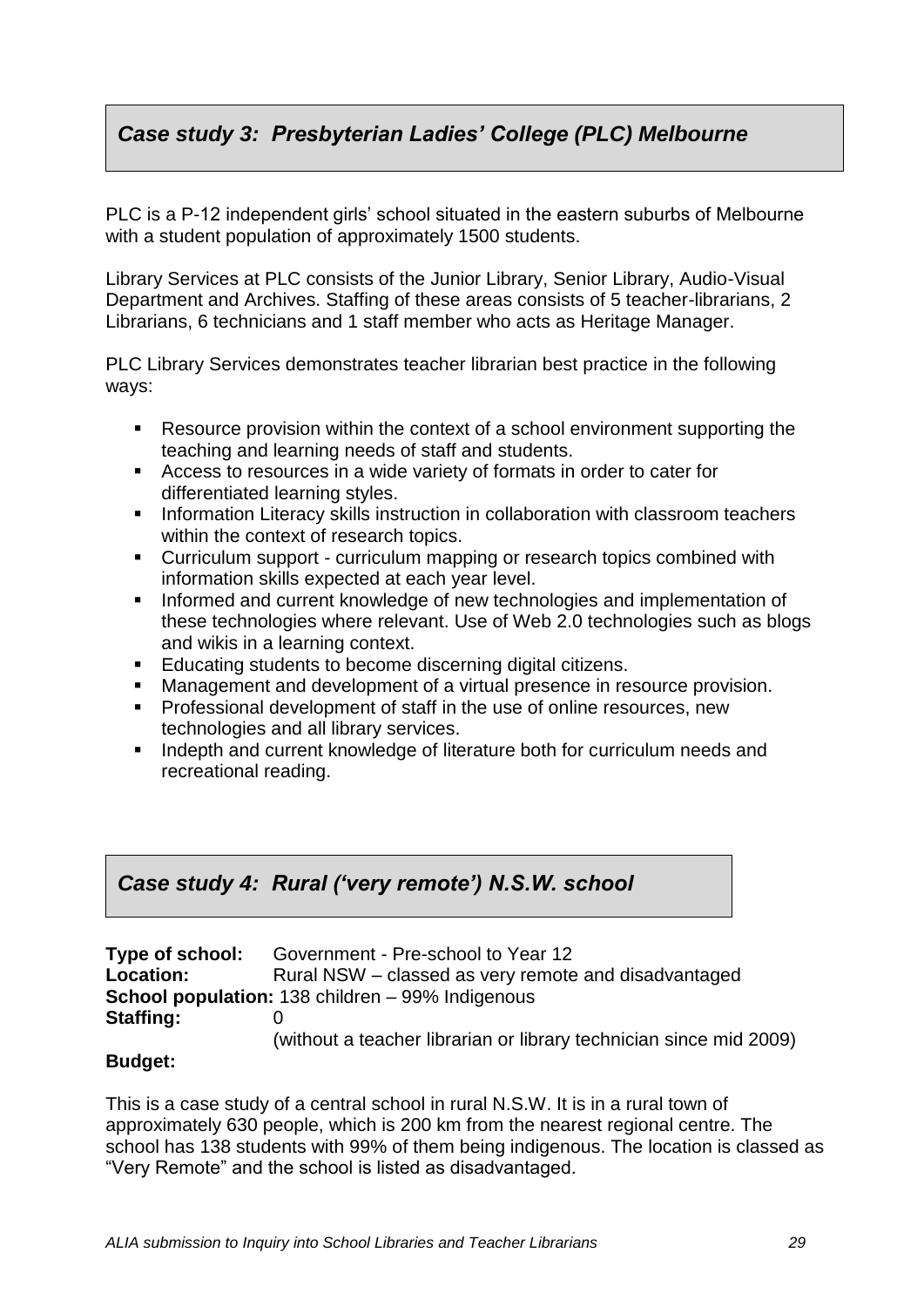## *Case study 3: Presbyterian Ladies' College (PLC) Melbourne*

PLC is a P-12 independent girls' school situated in the eastern suburbs of Melbourne with a student population of approximately 1500 students.

Library Services at PLC consists of the Junior Library, Senior Library, Audio-Visual Department and Archives. Staffing of these areas consists of 5 teacher-librarians, 2 Librarians, 6 technicians and 1 staff member who acts as Heritage Manager.

PLC Library Services demonstrates teacher librarian best practice in the following ways:

- Resource provision within the context of a school environment supporting the teaching and learning needs of staff and students.
- Access to resources in a wide variety of formats in order to cater for differentiated learning styles.
- Information Literacy skills instruction in collaboration with classroom teachers within the context of research topics.
- Curriculum support - curriculum mapping or research topics combined with information skills expected at each year level.
- Informed and current knowledge of new technologies and implementation of these technologies where relevant. Use of Web 2.0 technologies such as blogs and wikis in a learning context.
- Educating students to become discerning digital citizens.
- Management and development of a virtual presence in resource provision.
- Professional development of staff in the use of online resources, new technologies and all library services.
- Indepth and current knowledge of literature both for curriculum needs and recreational reading.

## *Case study 4: Rural ('very remote') N.S.W. school*

**Type of school:** Government - Pre-school to Year 12
**Location:** Rural NSW – classed as very remote and disadvantaged
**School population:** 138 children – 99% Indigenous
**Staffing:** 0
(without a teacher librarian or library technician since mid 2009)
**Budget:**

This is a case study of a central school in rural N.S.W. It is in a rural town of approximately 630 people, which is 200 km from the nearest regional centre. The school has 138 students with 99% of them being indigenous. The location is classed as "Very Remote" and the school is listed as disadvantaged.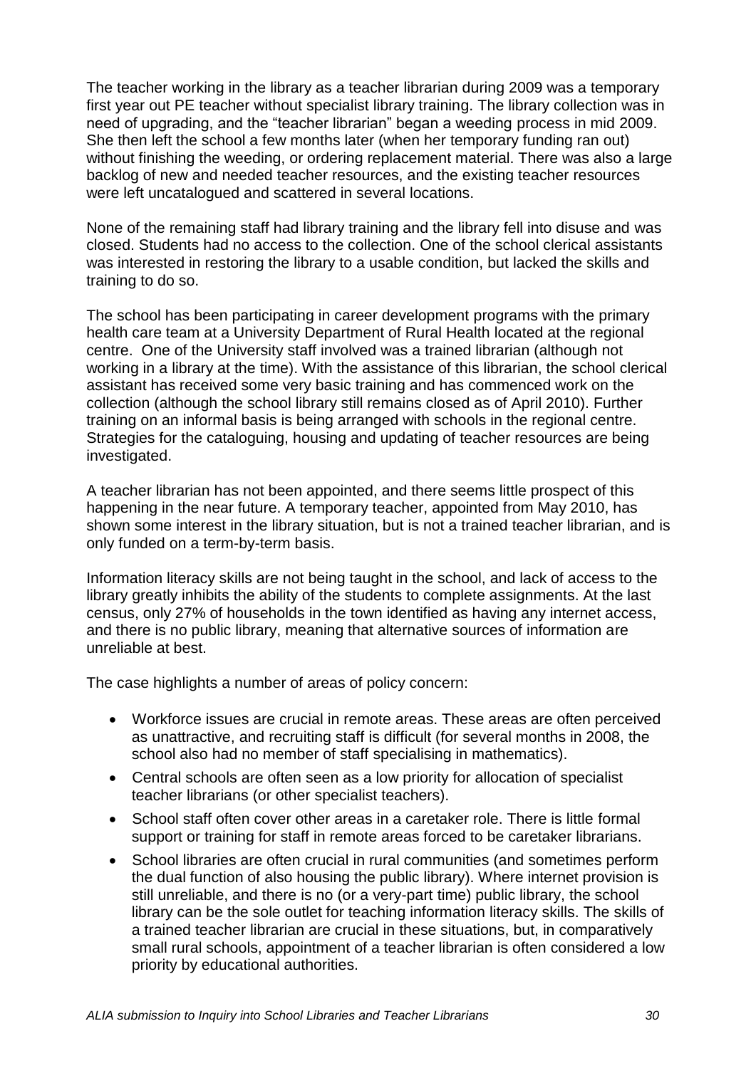The teacher working in the library as a teacher librarian during 2009 was a temporary first year out PE teacher without specialist library training. The library collection was in need of upgrading, and the "teacher librarian" began a weeding process in mid 2009. She then left the school a few months later (when her temporary funding ran out) without finishing the weeding, or ordering replacement material. There was also a large backlog of new and needed teacher resources, and the existing teacher resources were left uncatalogued and scattered in several locations.

None of the remaining staff had library training and the library fell into disuse and was closed. Students had no access to the collection. One of the school clerical assistants was interested in restoring the library to a usable condition, but lacked the skills and training to do so.

The school has been participating in career development programs with the primary health care team at a University Department of Rural Health located at the regional centre. One of the University staff involved was a trained librarian (although not working in a library at the time). With the assistance of this librarian, the school clerical assistant has received some very basic training and has commenced work on the collection (although the school library still remains closed as of April 2010). Further training on an informal basis is being arranged with schools in the regional centre. Strategies for the cataloguing, housing and updating of teacher resources are being investigated.

A teacher librarian has not been appointed, and there seems little prospect of this happening in the near future. A temporary teacher, appointed from May 2010, has shown some interest in the library situation, but is not a trained teacher librarian, and is only funded on a term-by-term basis.

Information literacy skills are not being taught in the school, and lack of access to the library greatly inhibits the ability of the students to complete assignments. At the last census, only 27% of households in the town identified as having any internet access, and there is no public library, meaning that alternative sources of information are unreliable at best.

The case highlights a number of areas of policy concern:

- Workforce issues are crucial in remote areas. These areas are often perceived as unattractive, and recruiting staff is difficult (for several months in 2008, the school also had no member of staff specialising in mathematics).
- Central schools are often seen as a low priority for allocation of specialist teacher librarians (or other specialist teachers).
- School staff often cover other areas in a caretaker role. There is little formal support or training for staff in remote areas forced to be caretaker librarians.
- School libraries are often crucial in rural communities (and sometimes perform the dual function of also housing the public library). Where internet provision is still unreliable, and there is no (or a very-part time) public library, the school library can be the sole outlet for teaching information literacy skills. The skills of a trained teacher librarian are crucial in these situations, but, in comparatively small rural schools, appointment of a teacher librarian is often considered a low priority by educational authorities.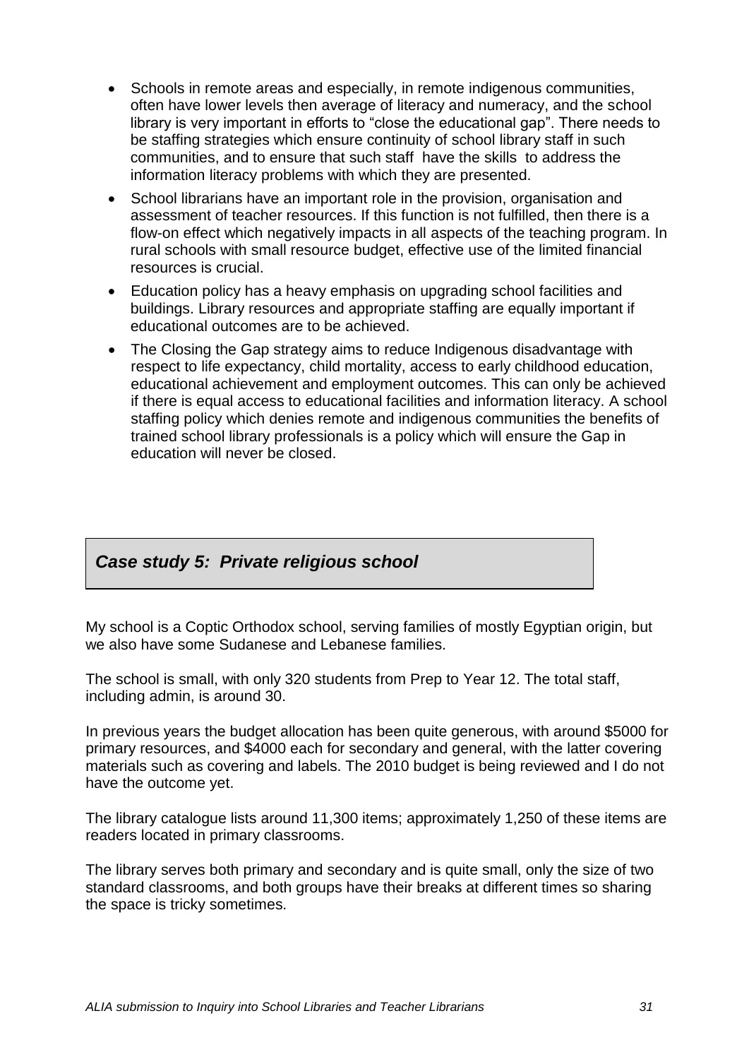- Schools in remote areas and especially, in remote indigenous communities, often have lower levels then average of literacy and numeracy, and the school library is very important in efforts to "close the educational gap". There needs to be staffing strategies which ensure continuity of school library staff in such communities, and to ensure that such staff have the skills to address the information literacy problems with which they are presented.
- School librarians have an important role in the provision, organisation and assessment of teacher resources. If this function is not fulfilled, then there is a flow-on effect which negatively impacts in all aspects of the teaching program. In rural schools with small resource budget, effective use of the limited financial resources is crucial.
- Education policy has a heavy emphasis on upgrading school facilities and buildings. Library resources and appropriate staffing are equally important if educational outcomes are to be achieved.
- The Closing the Gap strategy aims to reduce Indigenous disadvantage with respect to life expectancy, child mortality, access to early childhood education, educational achievement and employment outcomes. This can only be achieved if there is equal access to educational facilities and information literacy. A school staffing policy which denies remote and indigenous communities the benefits of trained school library professionals is a policy which will ensure the Gap in education will never be closed.

### *Case study 5: Private religious school*

My school is a Coptic Orthodox school, serving families of mostly Egyptian origin, but we also have some Sudanese and Lebanese families.

The school is small, with only 320 students from Prep to Year 12. The total staff, including admin, is around 30.

In previous years the budget allocation has been quite generous, with around $5000 for primary resources, and $4000 each for secondary and general, with the latter covering materials such as covering and labels. The 2010 budget is being reviewed and I do not have the outcome yet.

The library catalogue lists around 11,300 items; approximately 1,250 of these items are readers located in primary classrooms.

The library serves both primary and secondary and is quite small, only the size of two standard classrooms, and both groups have their breaks at different times so sharing the space is tricky sometimes.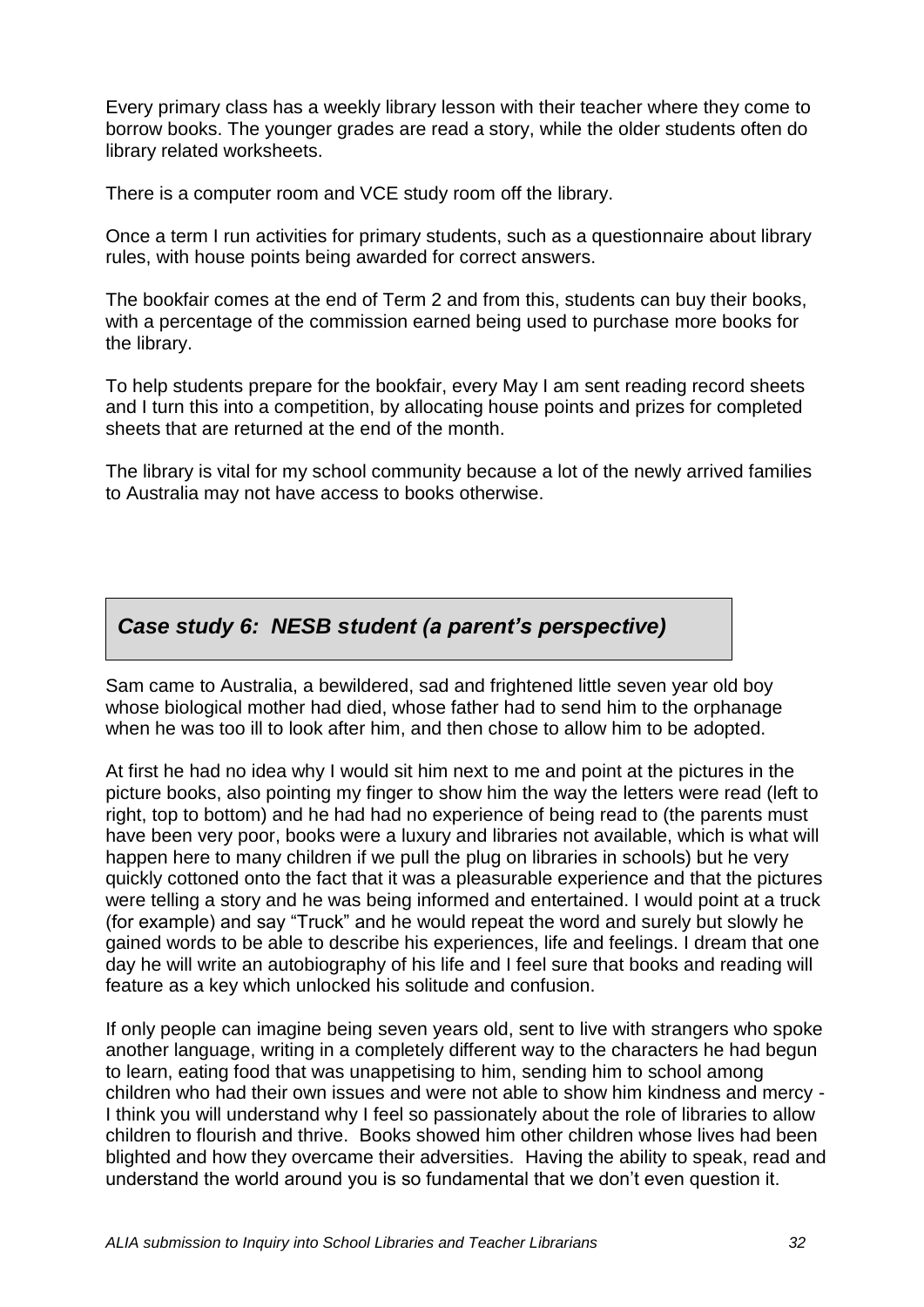Every primary class has a weekly library lesson with their teacher where they come to borrow books. The younger grades are read a story, while the older students often do library related worksheets.

There is a computer room and VCE study room off the library.

Once a term I run activities for primary students, such as a questionnaire about library rules, with house points being awarded for correct answers.

The bookfair comes at the end of Term 2 and from this, students can buy their books, with a percentage of the commission earned being used to purchase more books for the library.

To help students prepare for the bookfair, every May I am sent reading record sheets and I turn this into a competition, by allocating house points and prizes for completed sheets that are returned at the end of the month.

The library is vital for my school community because a lot of the newly arrived families to Australia may not have access to books otherwise.

## *Case study 6: NESB student (a parent's perspective)*

Sam came to Australia, a bewildered, sad and frightened little seven year old boy whose biological mother had died, whose father had to send him to the orphanage when he was too ill to look after him, and then chose to allow him to be adopted.

At first he had no idea why I would sit him next to me and point at the pictures in the picture books, also pointing my finger to show him the way the letters were read (left to right, top to bottom) and he had had no experience of being read to (the parents must have been very poor, books were a luxury and libraries not available, which is what will happen here to many children if we pull the plug on libraries in schools) but he very quickly cottoned onto the fact that it was a pleasurable experience and that the pictures were telling a story and he was being informed and entertained. I would point at a truck (for example) and say "Truck" and he would repeat the word and surely but slowly he gained words to be able to describe his experiences, life and feelings. I dream that one day he will write an autobiography of his life and I feel sure that books and reading will feature as a key which unlocked his solitude and confusion.

If only people can imagine being seven years old, sent to live with strangers who spoke another language, writing in a completely different way to the characters he had begun to learn, eating food that was unappetising to him, sending him to school among children who had their own issues and were not able to show him kindness and mercy - I think you will understand why I feel so passionately about the role of libraries to allow children to flourish and thrive. Books showed him other children whose lives had been blighted and how they overcame their adversities. Having the ability to speak, read and understand the world around you is so fundamental that we don't even question it.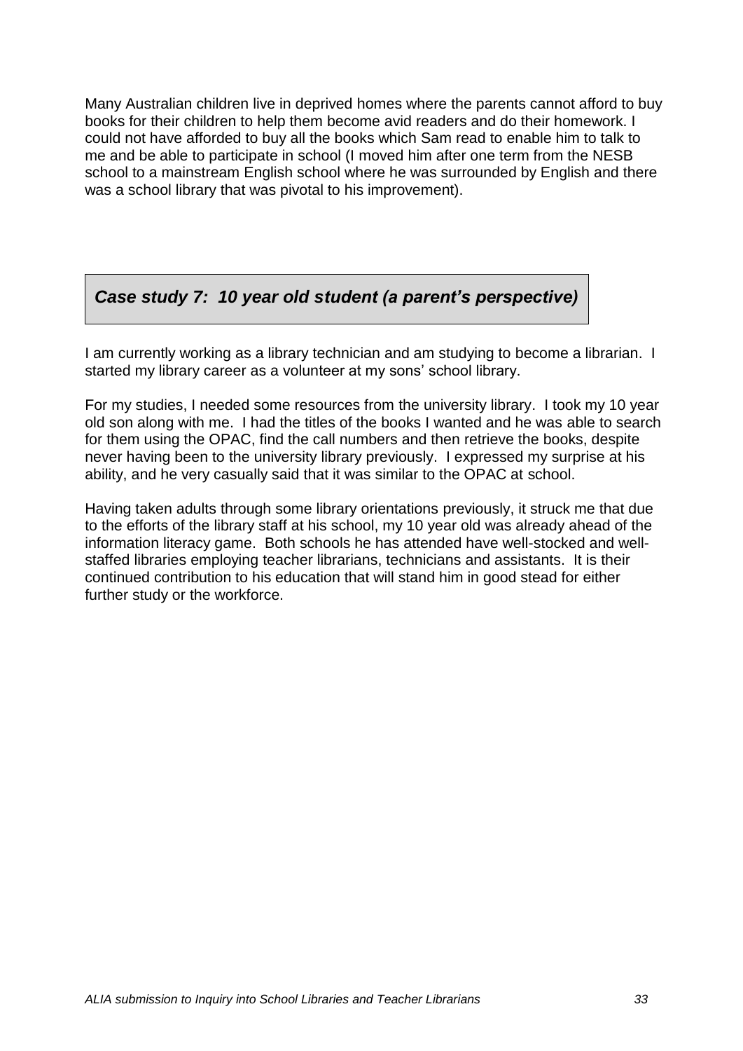Many Australian children live in deprived homes where the parents cannot afford to buy books for their children to help them become avid readers and do their homework. I could not have afforded to buy all the books which Sam read to enable him to talk to me and be able to participate in school (I moved him after one term from the NESB school to a mainstream English school where he was surrounded by English and there was a school library that was pivotal to his improvement).

### *Case study 7: 10 year old student (a parent's perspective)*

I am currently working as a library technician and am studying to become a librarian. I started my library career as a volunteer at my sons' school library.

For my studies, I needed some resources from the university library. I took my 10 year old son along with me. I had the titles of the books I wanted and he was able to search for them using the OPAC, find the call numbers and then retrieve the books, despite never having been to the university library previously. I expressed my surprise at his ability, and he very casually said that it was similar to the OPAC at school.

Having taken adults through some library orientations previously, it struck me that due to the efforts of the library staff at his school, my 10 year old was already ahead of the information literacy game. Both schools he has attended have well-stocked and well-staffed libraries employing teacher librarians, technicians and assistants. It is their continued contribution to his education that will stand him in good stead for either further study or the workforce.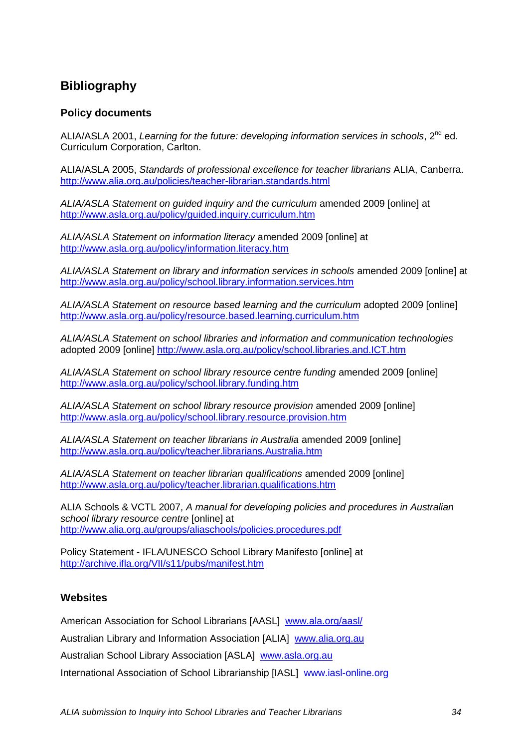## Bibliography

### Policy documents

ALIA/ASLA 2001, *Learning for the future: developing information services in schools*, 2nd ed. Curriculum Corporation, Carlton.

ALIA/ASLA 2005, *Standards of professional excellence for teacher librarians* ALIA, Canberra. http://www.alia.org.au/policies/teacher-librarian.standards.html

*ALIA/ASLA Statement on guided inquiry and the curriculum* amended 2009 [online] at http://www.asla.org.au/policy/guided.inquiry.curriculum.htm

*ALIA/ASLA Statement on information literacy* amended 2009 [online] at http://www.asla.org.au/policy/information.literacy.htm

*ALIA/ASLA Statement on library and information services in schools* amended 2009 [online] at http://www.asla.org.au/policy/school.library.information.services.htm

*ALIA/ASLA Statement on resource based learning and the curriculum* adopted 2009 [online] http://www.asla.org.au/policy/resource.based.learning.curriculum.htm

*ALIA/ASLA Statement on school libraries and information and communication technologies* adopted 2009 [online] http://www.asla.org.au/policy/school.libraries.and.ICT.htm

*ALIA/ASLA Statement on school library resource centre funding* amended 2009 [online] http://www.asla.org.au/policy/school.library.funding.htm

*ALIA/ASLA Statement on school library resource provision* amended 2009 [online] http://www.asla.org.au/policy/school.library.resource.provision.htm

*ALIA/ASLA Statement on teacher librarians in Australia* amended 2009 [online] http://www.asla.org.au/policy/teacher.librarians.Australia.htm

*ALIA/ASLA Statement on teacher librarian qualifications* amended 2009 [online] http://www.asla.org.au/policy/teacher.librarian.qualifications.htm

ALIA Schools & VCTL 2007, *A manual for developing policies and procedures in Australian school library resource centre* [online] at http://www.alia.org.au/groups/aliaschools/policies.procedures.pdf

Policy Statement - IFLA/UNESCO School Library Manifesto [online] at http://archive.ifla.org/VII/s11/pubs/manifest.htm

### Websites

American Association for School Librarians [AASL] www.ala.org/aasl/

Australian Library and Information Association [ALIA] www.alia.org.au

Australian School Library Association [ASLA] www.asla.org.au

International Association of School Librarianship [IASL] www.iasl-online.org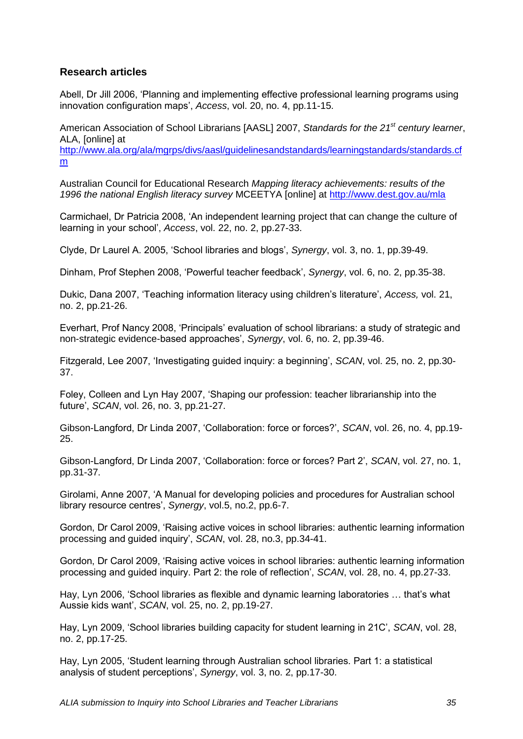## Research articles

Abell, Dr Jill 2006, 'Planning and implementing effective professional learning programs using innovation configuration maps', *Access*, vol. 20, no. 4, pp.11-15.

American Association of School Librarians [AASL] 2007, *Standards for the 21st century learner*, ALA, [online] at http://www.ala.org/ala/mgrps/divs/aasl/guidelinesandstandards/learningstandards/standards.cfm

Australian Council for Educational Research *Mapping literacy achievements: results of the 1996 the national English literacy survey* MCEETYA [online] at http://www.dest.gov.au/mla

Carmichael, Dr Patricia 2008, 'An independent learning project that can change the culture of learning in your school', *Access*, vol. 22, no. 2, pp.27-33.

Clyde, Dr Laurel A. 2005, 'School libraries and blogs', *Synergy*, vol. 3, no. 1, pp.39-49.

Dinham, Prof Stephen 2008, 'Powerful teacher feedback', *Synergy*, vol. 6, no. 2, pp.35-38.

Dukic, Dana 2007, 'Teaching information literacy using children's literature', *Access,* vol. 21, no. 2, pp.21-26.

Everhart, Prof Nancy 2008, 'Principals' evaluation of school librarians: a study of strategic and non-strategic evidence-based approaches', *Synergy*, vol. 6, no. 2, pp.39-46.

Fitzgerald, Lee 2007, 'Investigating guided inquiry: a beginning', *SCAN*, vol. 25, no. 2, pp.30-37.

Foley, Colleen and Lyn Hay 2007, 'Shaping our profession: teacher librarianship into the future', *SCAN*, vol. 26, no. 3, pp.21-27.

Gibson-Langford, Dr Linda 2007, 'Collaboration: force or forces?', *SCAN*, vol. 26, no. 4, pp.19-25.

Gibson-Langford, Dr Linda 2007, 'Collaboration: force or forces? Part 2', *SCAN*, vol. 27, no. 1, pp.31-37.

Girolami, Anne 2007, 'A Manual for developing policies and procedures for Australian school library resource centres', *Synergy*, vol.5, no.2, pp.6-7.

Gordon, Dr Carol 2009, 'Raising active voices in school libraries: authentic learning information processing and guided inquiry', *SCAN*, vol. 28, no.3, pp.34-41.

Gordon, Dr Carol 2009, 'Raising active voices in school libraries: authentic learning information processing and guided inquiry. Part 2: the role of reflection', *SCAN*, vol. 28, no. 4, pp.27-33.

Hay, Lyn 2006, 'School libraries as flexible and dynamic learning laboratories … that's what Aussie kids want', *SCAN*, vol. 25, no. 2, pp.19-27.

Hay, Lyn 2009, 'School libraries building capacity for student learning in 21C', *SCAN*, vol. 28, no. 2, pp.17-25.

Hay, Lyn 2005, 'Student learning through Australian school libraries. Part 1: a statistical analysis of student perceptions', *Synergy*, vol. 3, no. 2, pp.17-30.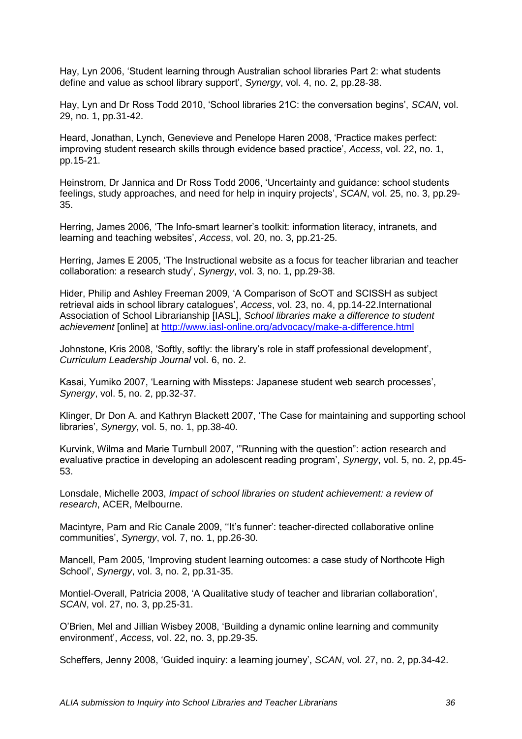Hay, Lyn 2006, 'Student learning through Australian school libraries Part 2: what students define and value as school library support', *Synergy*, vol. 4, no. 2, pp.28-38.

Hay, Lyn and Dr Ross Todd 2010, 'School libraries 21C: the conversation begins', *SCAN*, vol. 29, no. 1, pp.31-42.

Heard, Jonathan, Lynch, Genevieve and Penelope Haren 2008, 'Practice makes perfect: improving student research skills through evidence based practice', *Access*, vol. 22, no. 1, pp.15-21.

Heinstrom, Dr Jannica and Dr Ross Todd 2006, 'Uncertainty and guidance: school students feelings, study approaches, and need for help in inquiry projects', *SCAN*, vol. 25, no. 3, pp.29-35.

Herring, James 2006, 'The Info-smart learner's toolkit: information literacy, intranets, and learning and teaching websites', *Access*, vol. 20, no. 3, pp.21-25.

Herring, James E 2005, 'The Instructional website as a focus for teacher librarian and teacher collaboration: a research study', *Synergy*, vol. 3, no. 1, pp.29-38.

Hider, Philip and Ashley Freeman 2009, 'A Comparison of ScOT and SCISSH as subject retrieval aids in school library catalogues', *Access*, vol. 23, no. 4, pp.14-22.International Association of School Librarianship [IASL], *School libraries make a difference to student achievement* [online] at http://www.iasl-online.org/advocacy/make-a-difference.html

Johnstone, Kris 2008, 'Softly, softly: the library's role in staff professional development', *Curriculum Leadership Journal* vol. 6, no. 2.

Kasai, Yumiko 2007, 'Learning with Missteps: Japanese student web search processes', *Synergy*, vol. 5, no. 2, pp.32-37.

Klinger, Dr Don A. and Kathryn Blackett 2007, 'The Case for maintaining and supporting school libraries', *Synergy*, vol. 5, no. 1, pp.38-40.

Kurvink, Wilma and Marie Turnbull 2007, '"Running with the question": action research and evaluative practice in developing an adolescent reading program', *Synergy*, vol. 5, no. 2, pp.45-53.

Lonsdale, Michelle 2003, *Impact of school libraries on student achievement: a review of research*, ACER, Melbourne.

Macintyre, Pam and Ric Canale 2009, ''It's funner': teacher-directed collaborative online communities', *Synergy*, vol. 7, no. 1, pp.26-30.

Mancell, Pam 2005, 'Improving student learning outcomes: a case study of Northcote High School', *Synergy*, vol. 3, no. 2, pp.31-35.

Montiel-Overall, Patricia 2008, 'A Qualitative study of teacher and librarian collaboration', *SCAN*, vol. 27, no. 3, pp.25-31.

O'Brien, Mel and Jillian Wisbey 2008, 'Building a dynamic online learning and community environment', *Access*, vol. 22, no. 3, pp.29-35.

Scheffers, Jenny 2008, 'Guided inquiry: a learning journey', *SCAN*, vol. 27, no. 2, pp.34-42.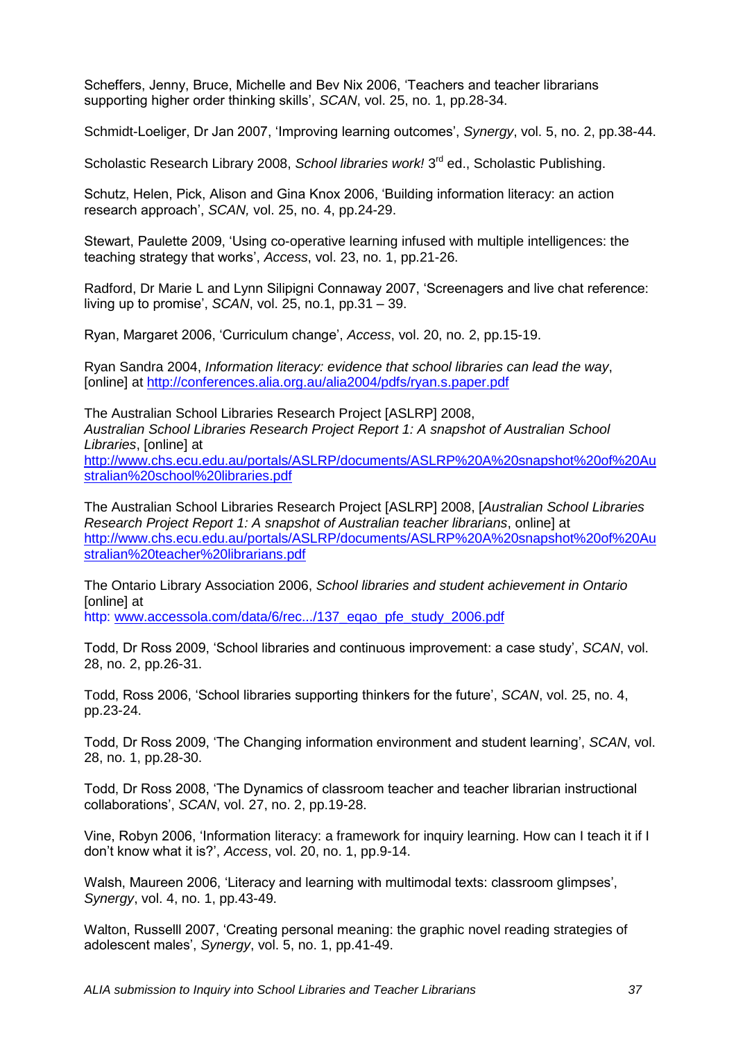Scheffers, Jenny, Bruce, Michelle and Bev Nix 2006, 'Teachers and teacher librarians supporting higher order thinking skills', *SCAN*, vol. 25, no. 1, pp.28-34.

Schmidt-Loeliger, Dr Jan 2007, 'Improving learning outcomes', *Synergy*, vol. 5, no. 2, pp.38-44.

Scholastic Research Library 2008, *School libraries work!* 3rd ed., Scholastic Publishing.

Schutz, Helen, Pick, Alison and Gina Knox 2006, 'Building information literacy: an action research approach', *SCAN,* vol. 25, no. 4, pp.24-29.

Stewart, Paulette 2009, 'Using co-operative learning infused with multiple intelligences: the teaching strategy that works', *Access*, vol. 23, no. 1, pp.21-26.

Radford, Dr Marie L and Lynn Silipigni Connaway 2007, 'Screenagers and live chat reference: living up to promise', *SCAN*, vol. 25, no.1, pp.31 – 39.

Ryan, Margaret 2006, 'Curriculum change', *Access*, vol. 20, no. 2, pp.15-19.

Ryan Sandra 2004, *Information literacy: evidence that school libraries can lead the way*, [online] at http://conferences.alia.org.au/alia2004/pdfs/ryan.s.paper.pdf

The Australian School Libraries Research Project [ASLRP] 2008, *Australian School Libraries Research Project Report 1: A snapshot of Australian School Libraries*, [online] at http://www.chs.ecu.edu.au/portals/ASLRP/documents/ASLRP%20A%20snapshot%20of%20Australian%20school%20libraries.pdf

The Australian School Libraries Research Project [ASLRP] 2008, [*Australian School Libraries Research Project Report 1: A snapshot of Australian teacher librarians*, online] at http://www.chs.ecu.edu.au/portals/ASLRP/documents/ASLRP%20A%20snapshot%20of%20Australian%20teacher%20librarians.pdf

The Ontario Library Association 2006, *School libraries and student achievement in Ontario* [online] at http: www.accessola.com/data/6/rec.../137_eqao_pfe_study_2006.pdf

Todd, Dr Ross 2009, 'School libraries and continuous improvement: a case study', *SCAN*, vol. 28, no. 2, pp.26-31.

Todd, Ross 2006, 'School libraries supporting thinkers for the future', *SCAN*, vol. 25, no. 4, pp.23-24.

Todd, Dr Ross 2009, 'The Changing information environment and student learning', *SCAN*, vol. 28, no. 1, pp.28-30.

Todd, Dr Ross 2008, 'The Dynamics of classroom teacher and teacher librarian instructional collaborations', *SCAN*, vol. 27, no. 2, pp.19-28.

Vine, Robyn 2006, 'Information literacy: a framework for inquiry learning. How can I teach it if I don't know what it is?', *Access*, vol. 20, no. 1, pp.9-14.

Walsh, Maureen 2006, 'Literacy and learning with multimodal texts: classroom glimpses', *Synergy*, vol. 4, no. 1, pp.43-49.

Walton, Russelll 2007, 'Creating personal meaning: the graphic novel reading strategies of adolescent males', *Synergy*, vol. 5, no. 1, pp.41-49.